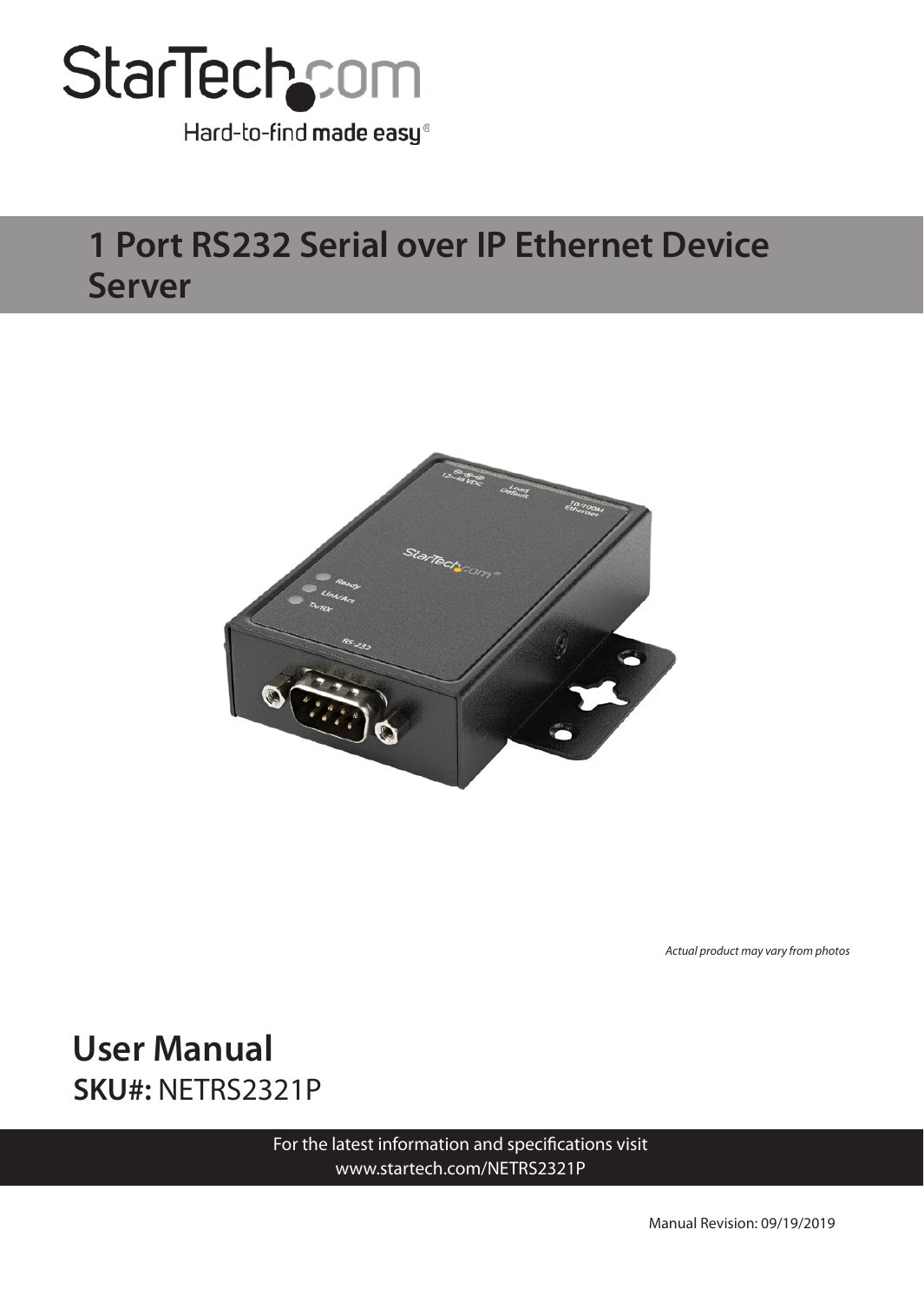StarTech.com

Hard-to-find **made easy**®

# 1 Port RS232 Serial over IP Ethernet Device Server

*Actual product may vary from photos*

## User Manual

**SKU#:** NETRS2321P

For the latest information and specifications visit
www.startech.com/NETRS2321P

Manual Revision: 09/19/2019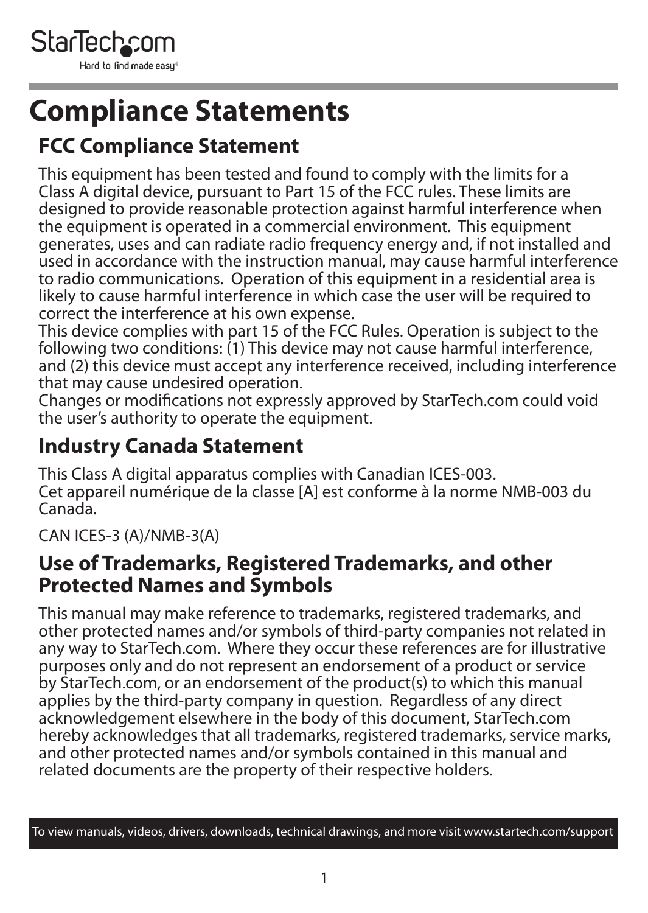# Compliance Statements

## FCC Compliance Statement

This equipment has been tested and found to comply with the limits for a Class A digital device, pursuant to Part 15 of the FCC rules. These limits are designed to provide reasonable protection against harmful interference when the equipment is operated in a commercial environment. This equipment generates, uses and can radiate radio frequency energy and, if not installed and used in accordance with the instruction manual, may cause harmful interference to radio communications. Operation of this equipment in a residential area is likely to cause harmful interference in which case the user will be required to correct the interference at his own expense.

This device complies with part 15 of the FCC Rules. Operation is subject to the following two conditions: (1) This device may not cause harmful interference, and (2) this device must accept any interference received, including interference that may cause undesired operation.

Changes or modifications not expressly approved by StarTech.com could void the user's authority to operate the equipment.

## Industry Canada Statement

This Class A digital apparatus complies with Canadian ICES-003.

Cet appareil numérique de la classe [A] est conforme à la norme NMB-003 du Canada.

CAN ICES-3 (A)/NMB-3(A)

## Use of Trademarks, Registered Trademarks, and other Protected Names and Symbols

This manual may make reference to trademarks, registered trademarks, and other protected names and/or symbols of third-party companies not related in any way to StarTech.com. Where they occur these references are for illustrative purposes only and do not represent an endorsement of a product or service by StarTech.com, or an endorsement of the product(s) to which this manual applies by the third-party company in question. Regardless of any direct acknowledgement elsewhere in the body of this document, StarTech.com hereby acknowledges that all trademarks, registered trademarks, service marks, and other protected names and/or symbols contained in this manual and related documents are the property of their respective holders.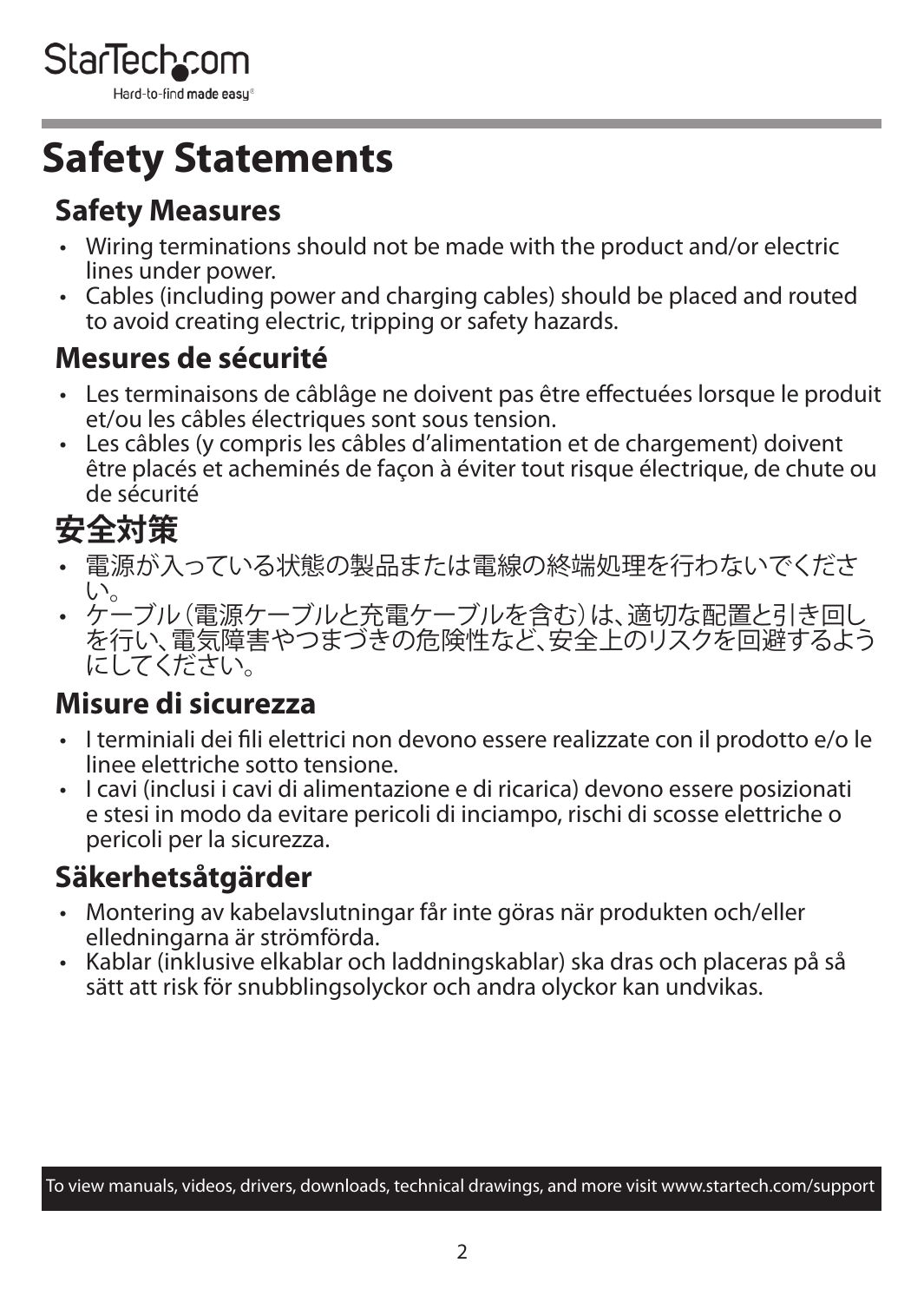# Safety Statements

## Safety Measures

- Wiring terminations should not be made with the product and/or electric lines under power.
- Cables (including power and charging cables) should be placed and routed to avoid creating electric, tripping or safety hazards.

## Mesures de sécurité

- Les terminaisons de câblâge ne doivent pas être effectuées lorsque le produit et/ou les câbles électriques sont sous tension.
- Les câbles (y compris les câbles d’alimentation et de chargement) doivent être placés et acheminés de façon à éviter tout risque électrique, de chute ou de sécurité

## 安全対策

- 電源が入っている状態の製品または電線の終端処理を行わないでください。
- ケーブル（電源ケーブルと充電ケーブルを含む）は、適切な配置と引き回しを行い、電気障害やつまづきの危険性など、安全上のリスクを回避するようにしてください。

## Misure di sicurezza

- I terminiali dei fili elettrici non devono essere realizzate con il prodotto e/o le linee elettriche sotto tensione.
- I cavi (inclusi i cavi di alimentazione e di ricarica) devono essere posizionati e stesi in modo da evitare pericoli di inciampo, rischi di scosse elettriche o pericoli per la sicurezza.

## Säkerhetsåtgärder

- Montering av kabelavslutningar får inte göras när produkten och/eller elledningarna är strömförda.
- Kablar (inklusive elkablar och laddningskablar) ska dras och placeras på så sätt att risk för snubblingsolyckor och andra olyckor kan undvikas.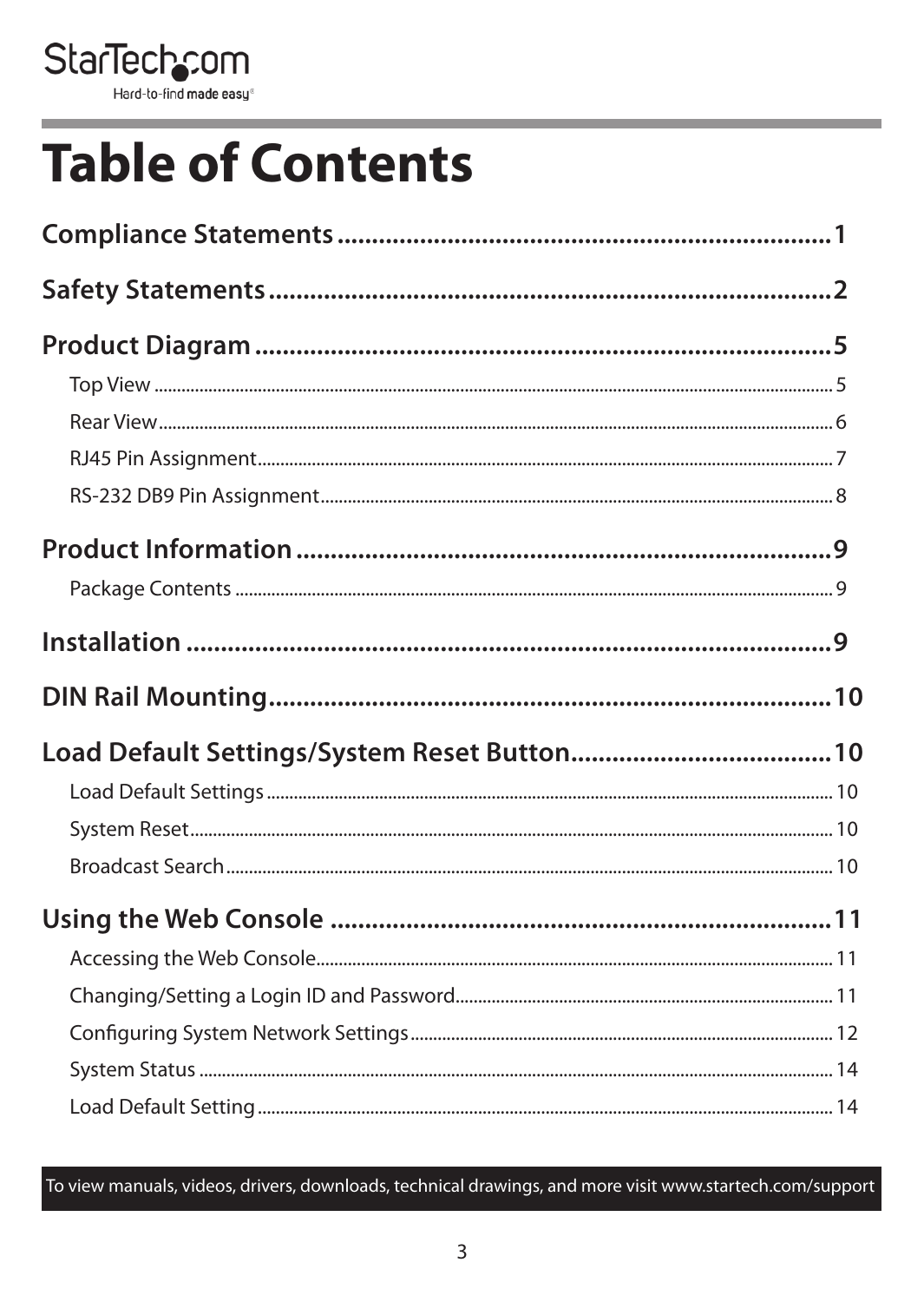# Table of Contents

**Compliance Statements ........................................................................ 1**

**Safety Statements .................................................................................. 2**

**Product Diagram ..................................................................................... 5**

- Top View ........................................................................................................................ 5
- Rear View ....................................................................................................................... 6
- RJ45 Pin Assignment .................................................................................................. 7
- RS-232 DB9 Pin Assignment ..................................................................................... 8

**Product Information ............................................................................... 9**

- Package Contents ........................................................................................................ 9

**Installation ................................................................................................ 9**

**DIN Rail Mounting.................................................................................... 10**

**Load Default Settings/System Reset Button...................................... 10**

- Load Default Settings ................................................................................................ 10
- System Reset ................................................................................................................ 10
- Broadcast Search ........................................................................................................ 10

**Using the Web Console ........................................................................... 11**

- Accessing the Web Console ..................................................................................... 11
- Changing/Setting a Login ID and Password ....................................................... 11
- Configuring System Network Settings ................................................................. 12
- System Status ............................................................................................................... 14
- Load Default Setting .................................................................................................. 14

To view manuals, videos, drivers, downloads, technical drawings, and more visit www.startech.com/support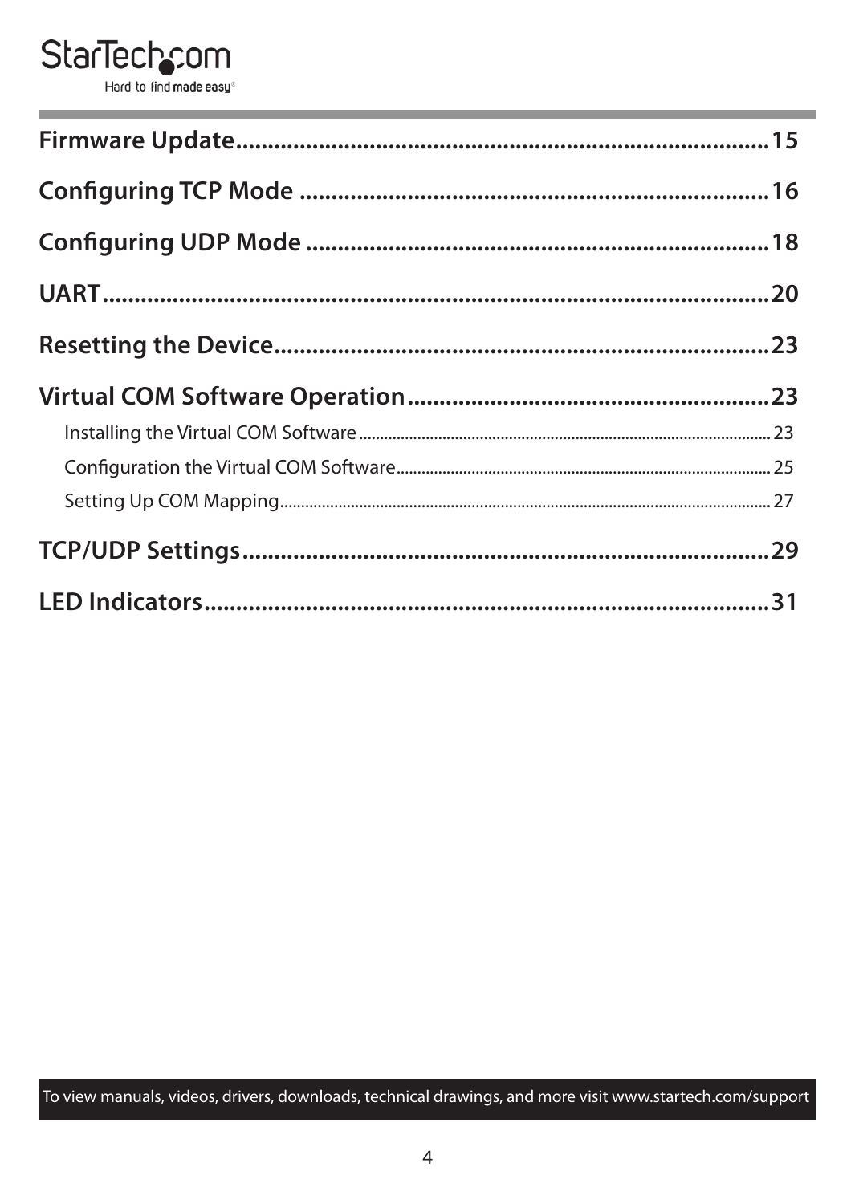**Firmware Update** ... 15

**Configuring TCP Mode** ... 16

**Configuring UDP Mode** ... 18

**UART** ... 20

**Resetting the Device** ... 23

**Virtual COM Software Operation** ... 23

- Installing the Virtual COM Software ... 23
- Configuration the Virtual COM Software ... 25
- Setting Up COM Mapping ... 27

**TCP/UDP Settings** ... 29

**LED Indicators** ... 31

To view manuals, videos, drivers, downloads, technical drawings, and more visit www.startech.com/support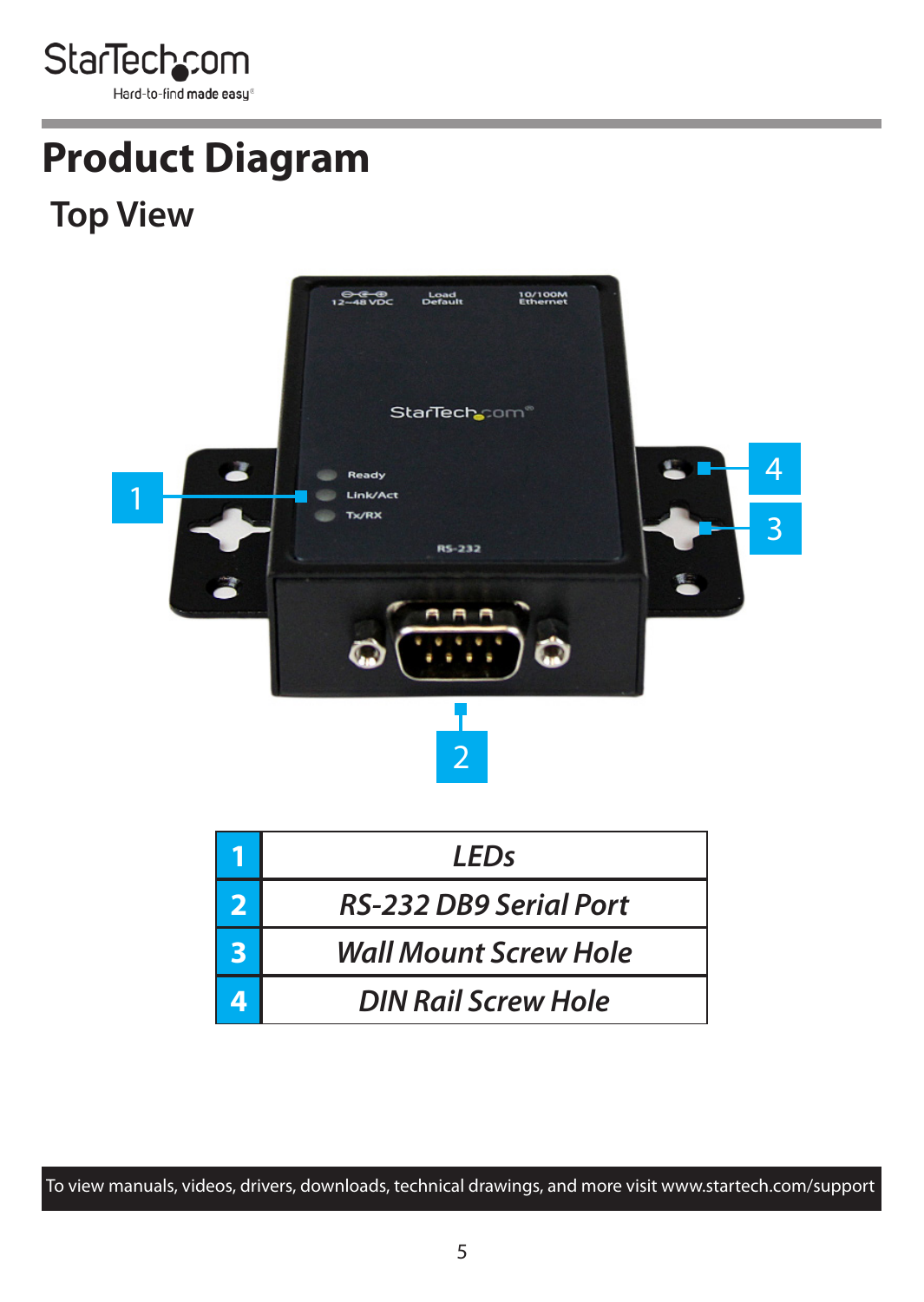# Product Diagram

## Top View

| 1 | LEDs |
|---|---|
| 2 | RS-232 DB9 Serial Port |
| 3 | Wall Mount Screw Hole |
| 4 | DIN Rail Screw Hole |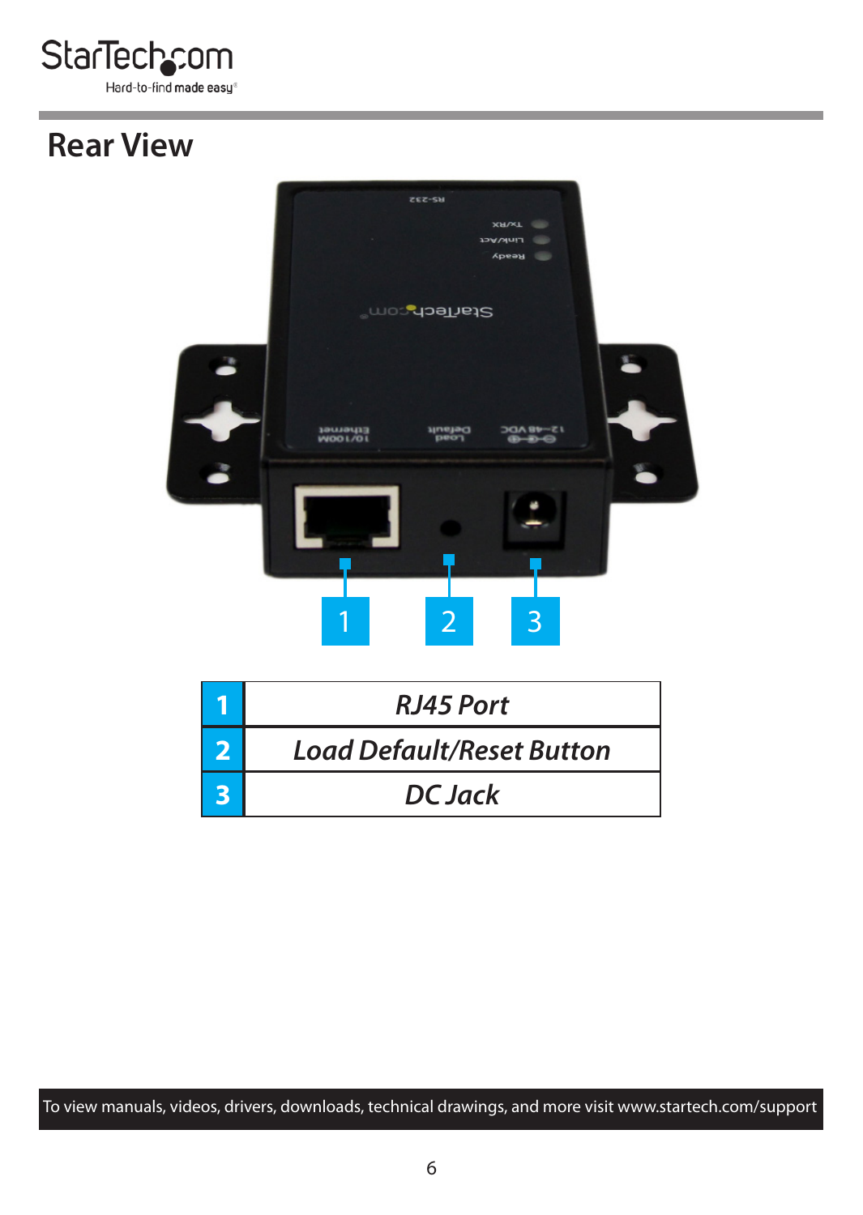## Rear View

| | |
|---|---|
| **1** | *RJ45 Port* |
| **2** | *Load Default/Reset Button* |
| **3** | *DC Jack* |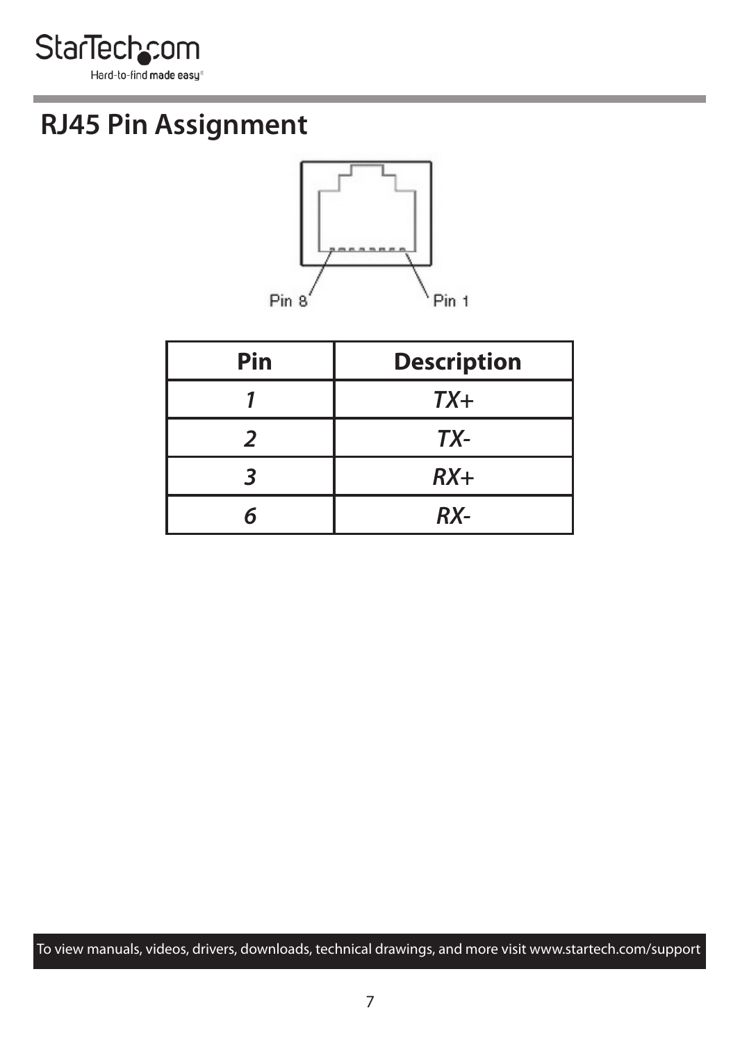# RJ45 Pin Assignment

Pin 8 Pin 1

| Pin | Description |
|---|---|
| *1* | *TX+* |
| *2* | *TX-* |
| *3* | *RX+* |
| *6* | *RX-* |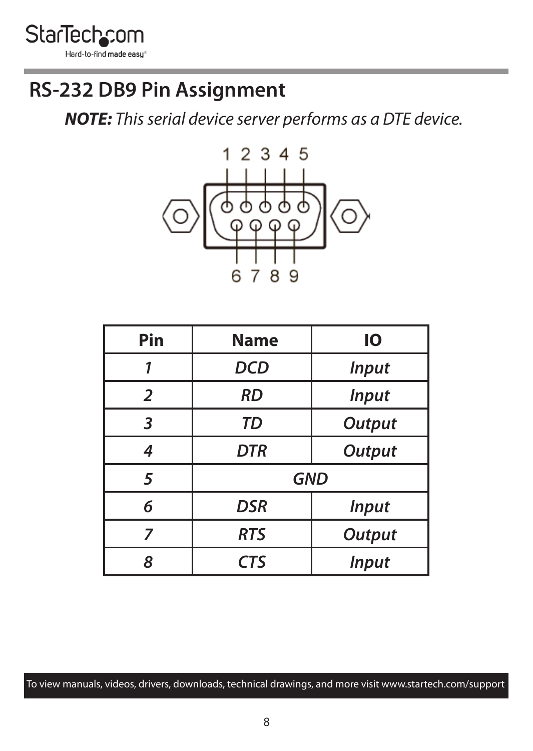# RS-232 DB9 Pin Assignment

***NOTE:*** *This serial device server performs as a DTE device.*

| Pin | Name | IO |
|---|---|---|
| *1* | *DCD* | *Input* |
| *2* | *RD* | *Input* |
| *3* | *TD* | *Output* |
| *4* | *DTR* | *Output* |
| *5* | *GND* | |
| *6* | *DSR* | *Input* |
| *7* | *RTS* | *Output* |
| *8* | *CTS* | *Input* |

To view manuals, videos, drivers, downloads, technical drawings, and more visit www.startech.com/support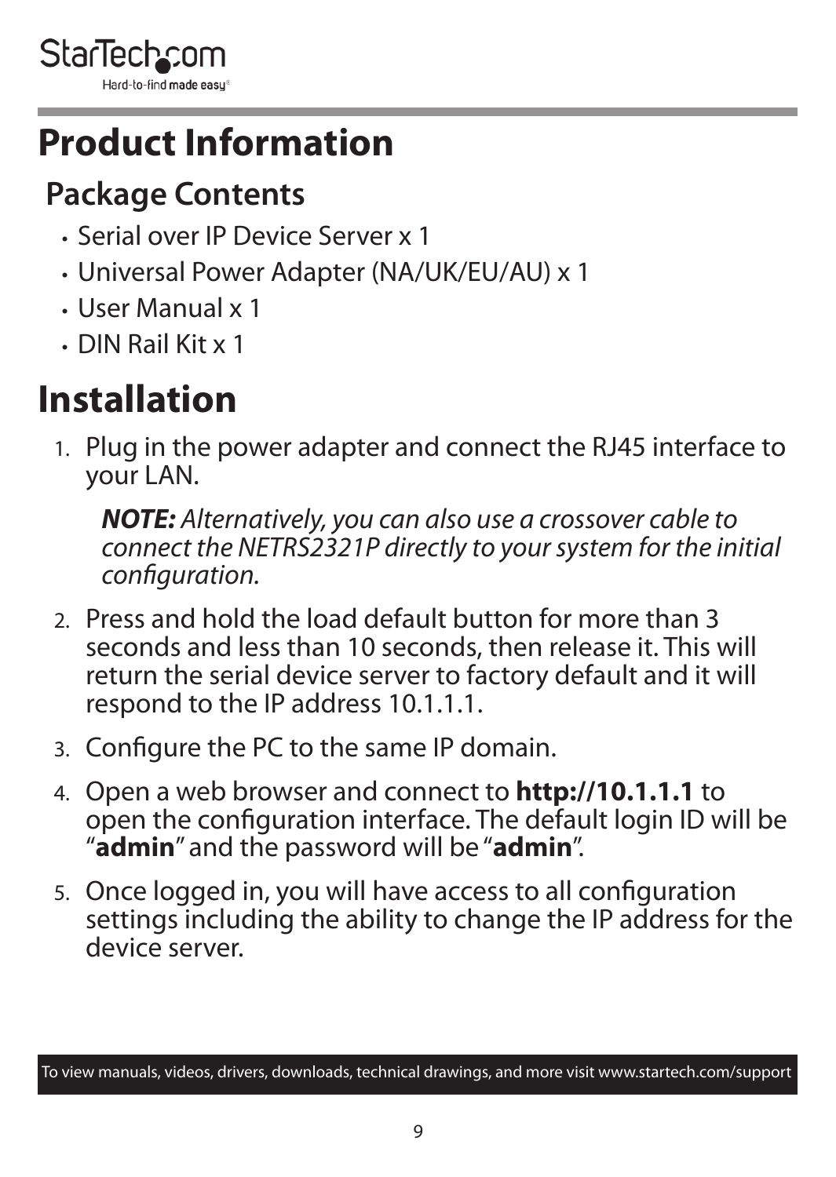# Product Information

## Package Contents

- Serial over IP Device Server x 1
- Universal Power Adapter (NA/UK/EU/AU) x 1
- User Manual x 1
- DIN Rail Kit x 1

# Installation

1. Plug in the power adapter and connect the RJ45 interface to your LAN.

   ***NOTE:*** *Alternatively, you can also use a crossover cable to connect the NETRS2321P directly to your system for the initial configuration.*

2. Press and hold the load default button for more than 3 seconds and less than 10 seconds, then release it. This will return the serial device server to factory default and it will respond to the IP address 10.1.1.1.
3. Configure the PC to the same IP domain.
4. Open a web browser and connect to **http://10.1.1.1** to open the configuration interface. The default login ID will be "**admin**" and the password will be "**admin**".
5. Once logged in, you will have access to all configuration settings including the ability to change the IP address for the device server.

To view manuals, videos, drivers, downloads, technical drawings, and more visit www.startech.com/support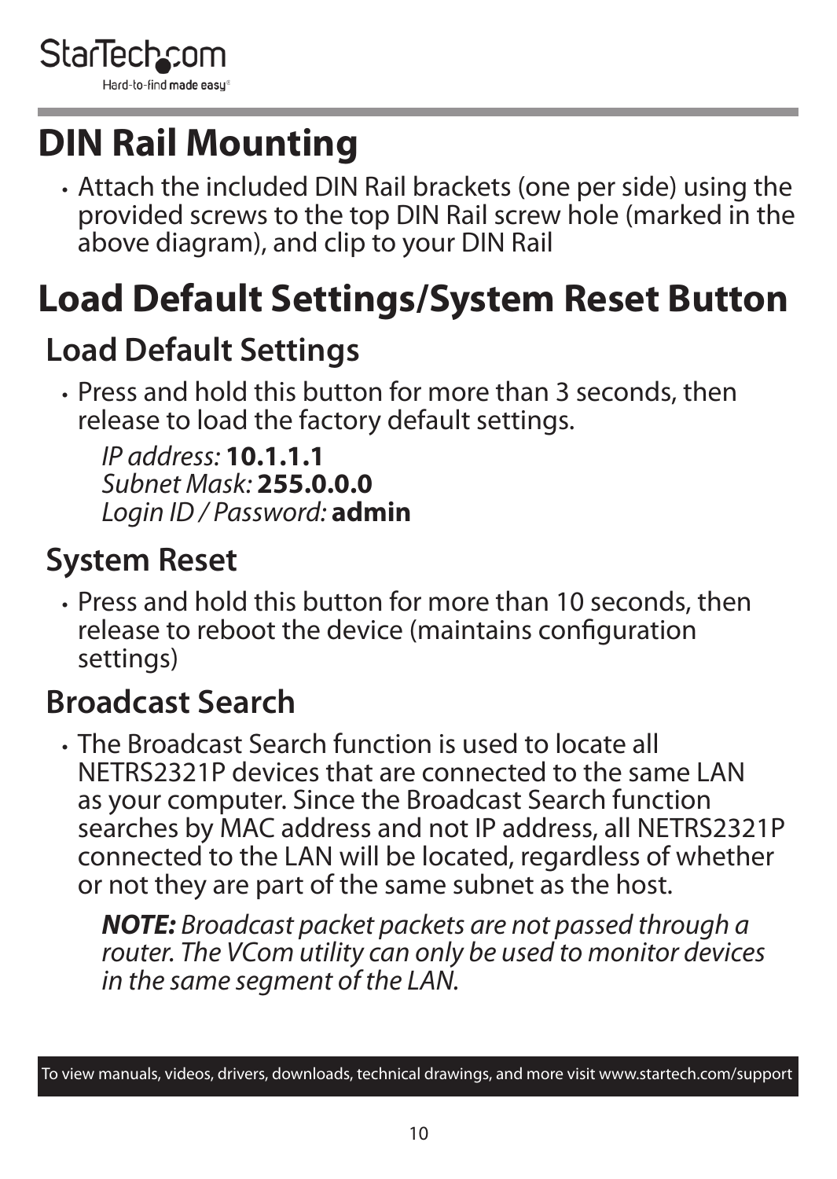# DIN Rail Mounting

- Attach the included DIN Rail brackets (one per side) using the provided screws to the top DIN Rail screw hole (marked in the above diagram), and clip to your DIN Rail

# Load Default Settings/System Reset Button

## Load Default Settings

- Press and hold this button for more than 3 seconds, then release to load the factory default settings.

  *IP address:* **10.1.1.1**
  *Subnet Mask:* **255.0.0.0**
  *Login ID / Password:* **admin**

## System Reset

- Press and hold this button for more than 10 seconds, then release to reboot the device (maintains configuration settings)

## Broadcast Search

- The Broadcast Search function is used to locate all NETRS2321P devices that are connected to the same LAN as your computer. Since the Broadcast Search function searches by MAC address and not IP address, all NETRS2321P connected to the LAN will be located, regardless of whether or not they are part of the same subnet as the host.

  ***NOTE:*** *Broadcast packet packets are not passed through a router. The VCom utility can only be used to monitor devices in the same segment of the LAN.*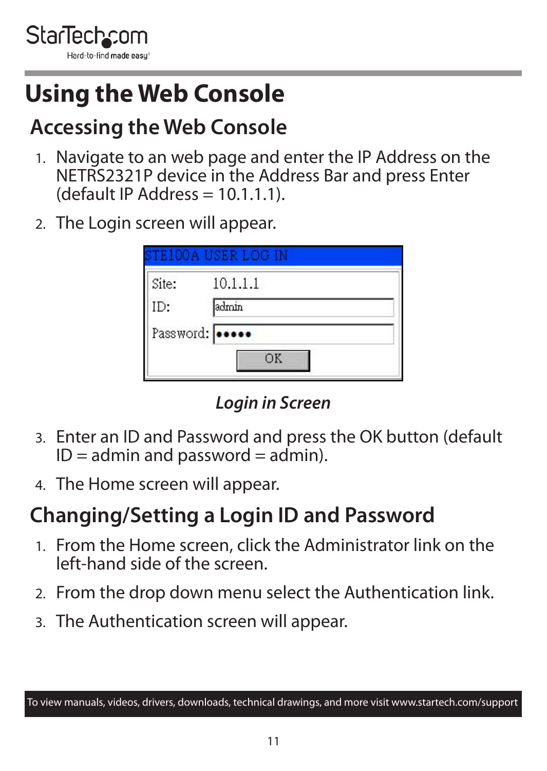# Using the Web Console

## Accessing the Web Console

1. Navigate to an web page and enter the IP Address on the NETRS2321P device in the Address Bar and press Enter (default IP Address = 10.1.1.1).
2. The Login screen will appear.

STE100A USER LOG IN

| Site: | 10.1.1.1 |
|---|---|
| ID: | admin |
| Password: | ●●●●● |

OK

*Login in Screen*

3. Enter an ID and Password and press the OK button (default ID = admin and password = admin).
4. The Home screen will appear.

## Changing/Setting a Login ID and Password

1. From the Home screen, click the Administrator link on the left-hand side of the screen.
2. From the drop down menu select the Authentication link.
3. The Authentication screen will appear.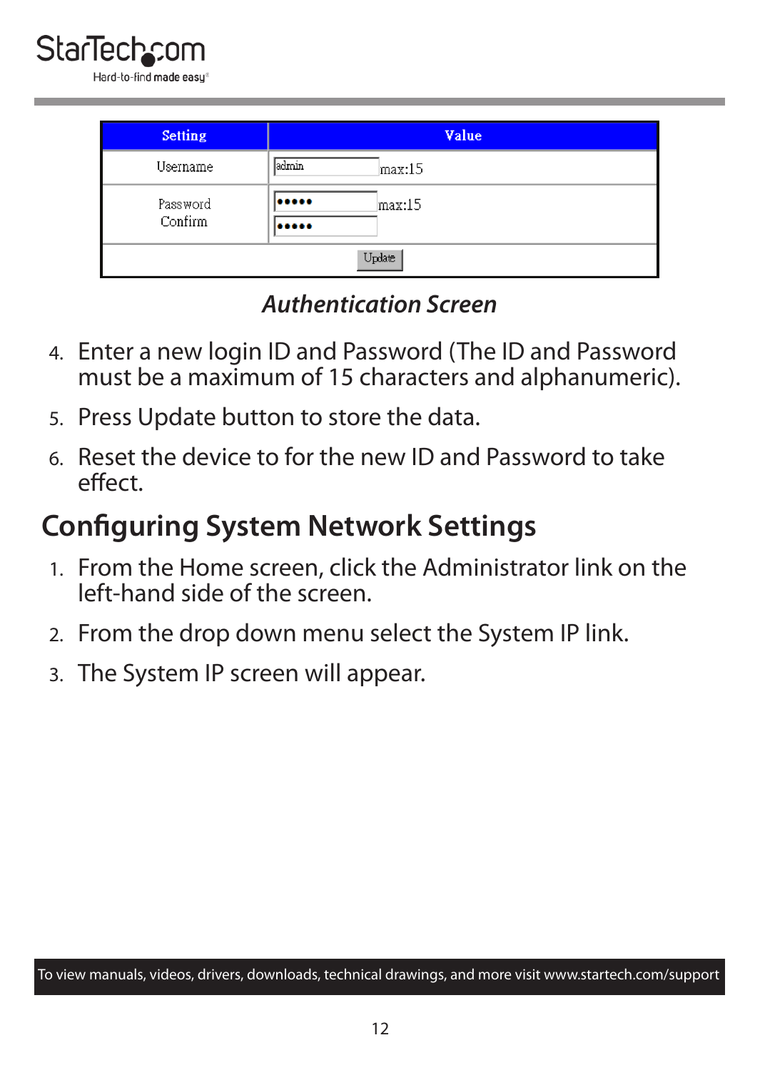| Setting | Value |
|---|---|
| Username | admin max:15 |
| Password<br>Confirm | ••••• max:15<br>••••• |
| Update | |

***Authentication Screen***

4. Enter a new login ID and Password (The ID and Password must be a maximum of 15 characters and alphanumeric).
5. Press Update button to store the data.
6. Reset the device to for the new ID and Password to take effect.

## Configuring System Network Settings

1. From the Home screen, click the Administrator link on the left-hand side of the screen.
2. From the drop down menu select the System IP link.
3. The System IP screen will appear.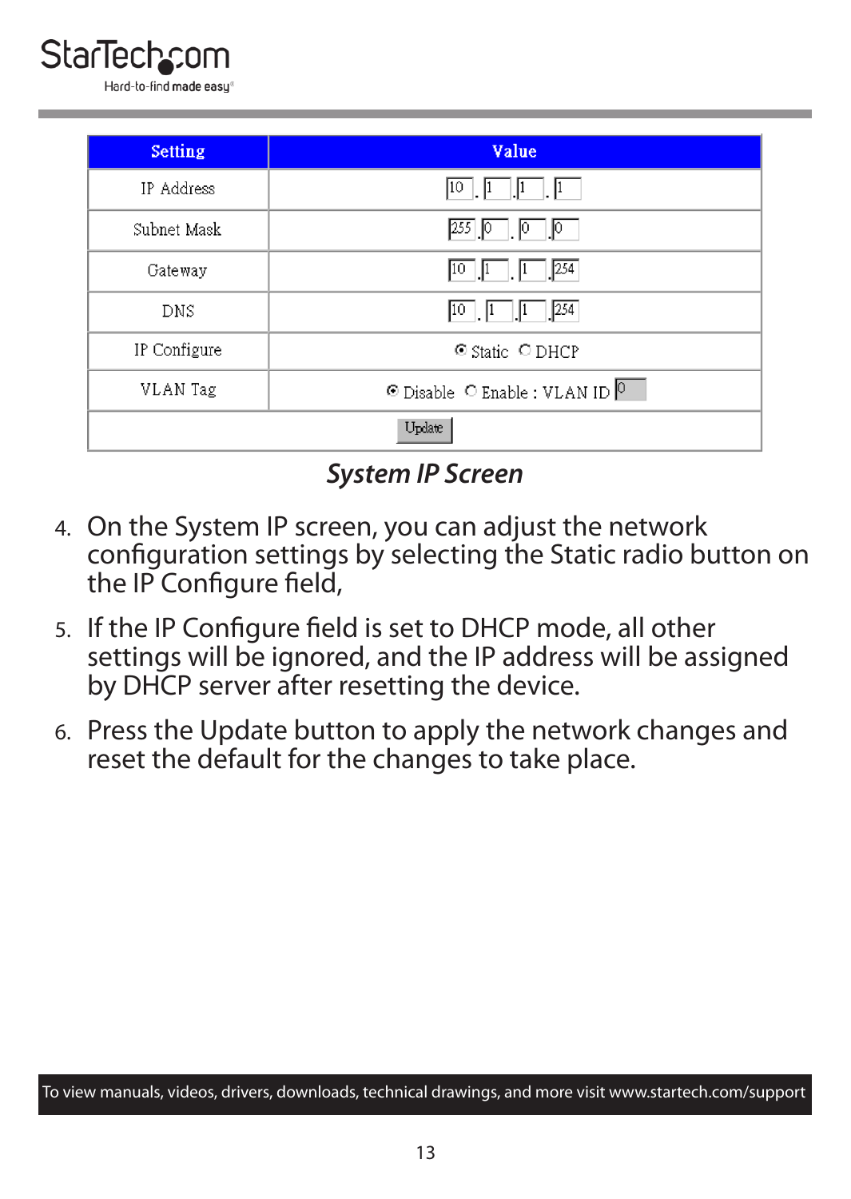| Setting | Value |
|---|---|
| IP Address | 10 . 1 . 1 . 1 |
| Subnet Mask | 255 . 0 . 0 . 0 |
| Gateway | 10 . 1 . 1 . 254 |
| DNS | 10 . 1 . 1 . 254 |
| IP Configure | ◉ Static ○ DHCP |
| VLAN Tag | ◉ Disable ○ Enable : VLAN ID 0 |
| Update | |

*System IP Screen*

4. On the System IP screen, you can adjust the network configuration settings by selecting the Static radio button on the IP Configure field,
5. If the IP Configure field is set to DHCP mode, all other settings will be ignored, and the IP address will be assigned by DHCP server after resetting the device.
6. Press the Update button to apply the network changes and reset the default for the changes to take place.

To view manuals, videos, drivers, downloads, technical drawings, and more visit www.startech.com/support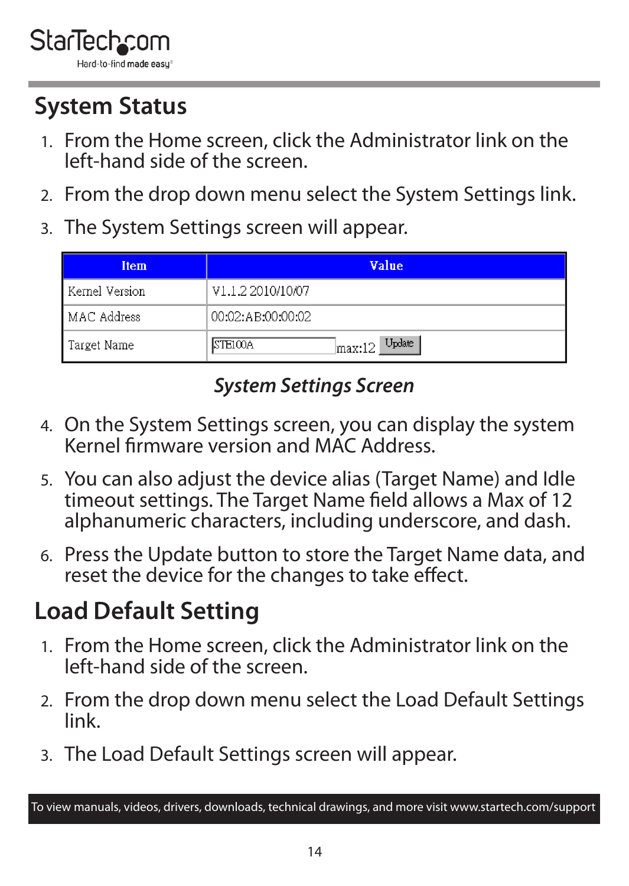## System Status

1. From the Home screen, click the Administrator link on the left-hand side of the screen.
2. From the drop down menu select the System Settings link.
3. The System Settings screen will appear.

| Item | Value |
| --- | --- |
| Kernel Version | V1.1.2 2010/10/07 |
| MAC Address | 00:02:AB:00:00:02 |
| Target Name | STE100A max:12 Update |

*System Settings Screen*

4. On the System Settings screen, you can display the system Kernel firmware version and MAC Address.
5. You can also adjust the device alias (Target Name) and Idle timeout settings. The Target Name field allows a Max of 12 alphanumeric characters, including underscore, and dash.
6. Press the Update button to store the Target Name data, and reset the device for the changes to take effect.

## Load Default Setting

1. From the Home screen, click the Administrator link on the left-hand side of the screen.
2. From the drop down menu select the Load Default Settings link.
3. The Load Default Settings screen will appear.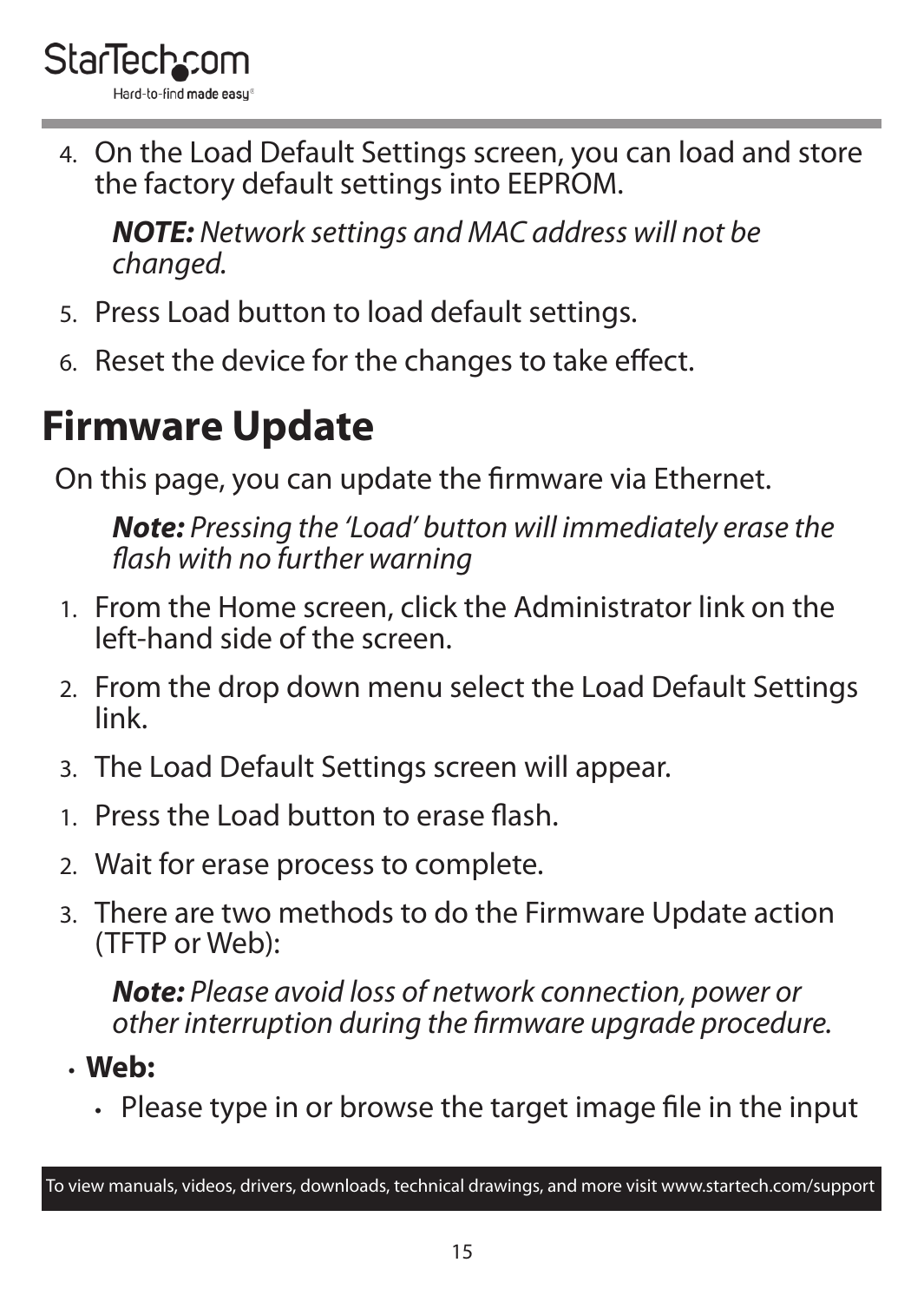4. On the Load Default Settings screen, you can load and store the factory default settings into EEPROM.

   ***NOTE:*** *Network settings and MAC address will not be changed.*

5. Press Load button to load default settings.
6. Reset the device for the changes to take effect.

# Firmware Update

On this page, you can update the firmware via Ethernet.

> ***Note:*** *Pressing the 'Load' button will immediately erase the flash with no further warning*

1. From the Home screen, click the Administrator link on the left-hand side of the screen.
2. From the drop down menu select the Load Default Settings link.
3. The Load Default Settings screen will appear.

1. Press the Load button to erase flash.
2. Wait for erase process to complete.
3. There are two methods to do the Firmware Update action (TFTP or Web):

   ***Note:*** *Please avoid loss of network connection, power or other interruption during the firmware upgrade procedure.*

- **Web:**
  - Please type in or browse the target image file in the input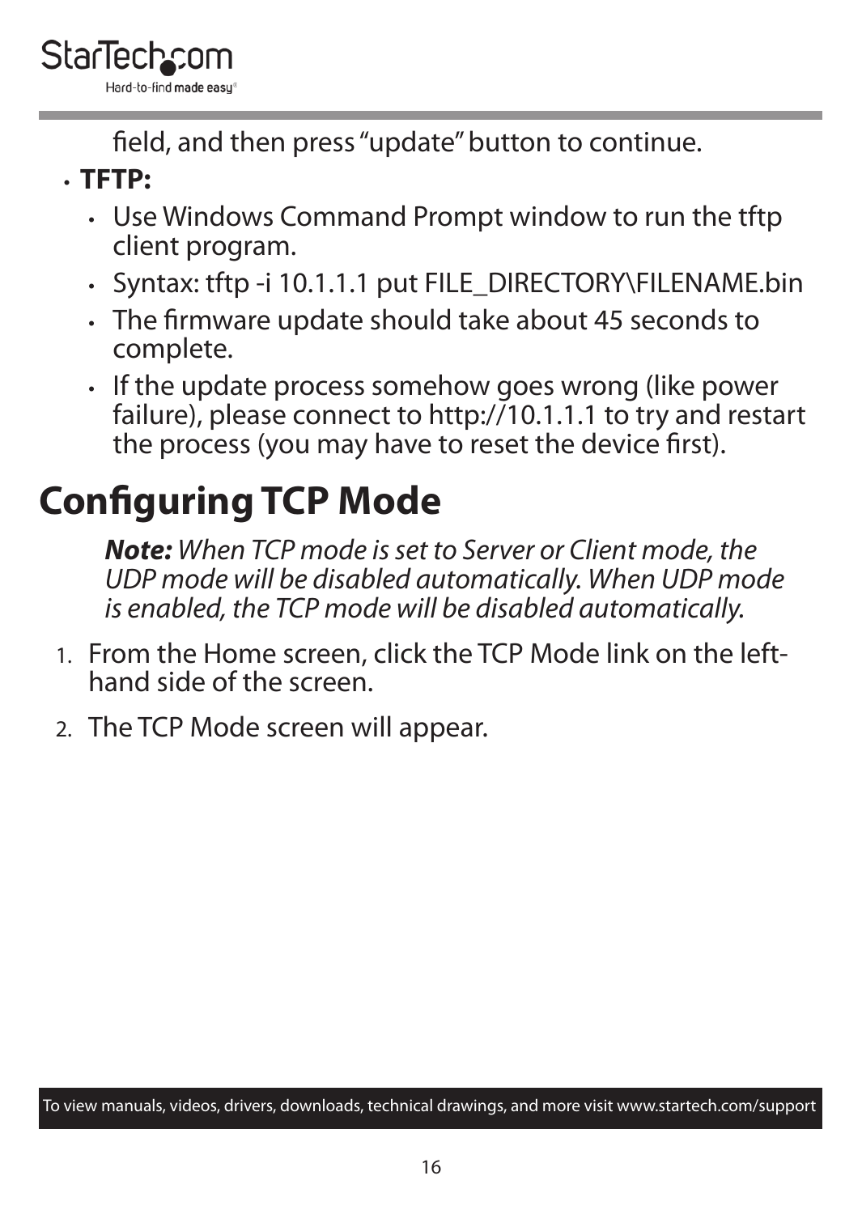field, and then press "update" button to continue.

- **TFTP:**
  - Use Windows Command Prompt window to run the tftp client program.
  - Syntax: tftp -i 10.1.1.1 put FILE_DIRECTORY\FILENAME.bin
  - The firmware update should take about 45 seconds to complete.
  - If the update process somehow goes wrong (like power failure), please connect to http://10.1.1.1 to try and restart the process (you may have to reset the device first).

# Configuring TCP Mode

***Note:*** *When TCP mode is set to Server or Client mode, the UDP mode will be disabled automatically. When UDP mode is enabled, the TCP mode will be disabled automatically.*

1. From the Home screen, click the TCP Mode link on the left-hand side of the screen.
2. The TCP Mode screen will appear.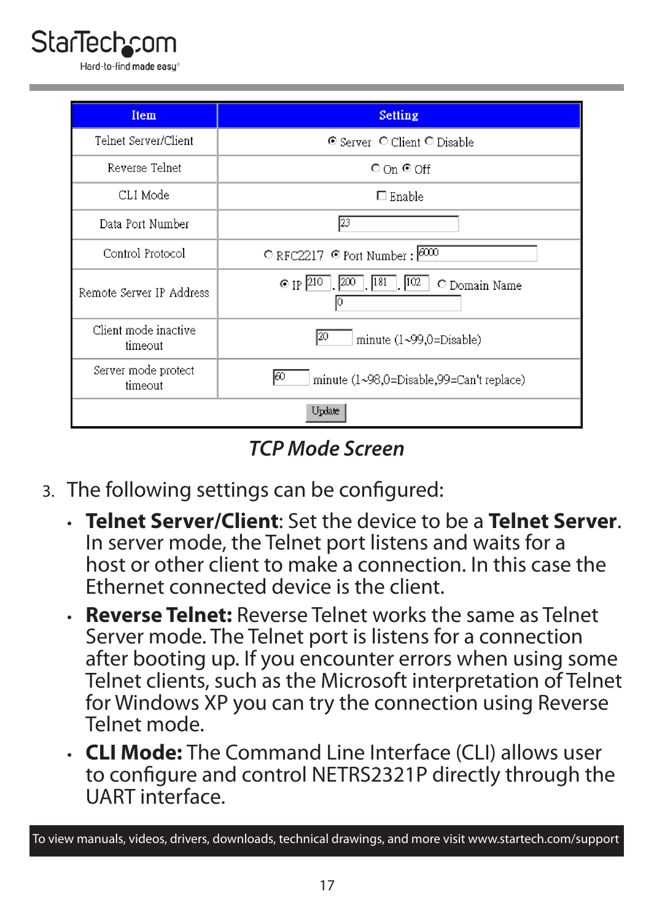| Item | Setting |
|---|---|
| Telnet Server/Client | ◉ Server ○ Client ○ Disable |
| Reverse Telnet | ○ On ◉ Off |
| CLI Mode | ☐ Enable |
| Data Port Number | 23 |
| Control Protocol | ○ RFC2217 ◉ Port Number : 6000 |
| Remote Server IP Address | ◉ IP 210 . 200 . 181 . 102 ○ Domain Name 0 |
| Client mode inactive timeout | 20 minute (1~99,0=Disable) |
| Server mode protect timeout | 60 minute (1~98,0=Disable,99=Can't replace) |
| | Update |

*TCP Mode Screen*

3. The following settings can be configured:
   - **Telnet Server/Client**: Set the device to be a **Telnet Server**. In server mode, the Telnet port listens and waits for a host or other client to make a connection. In this case the Ethernet connected device is the client.
   - **Reverse Telnet:** Reverse Telnet works the same as Telnet Server mode. The Telnet port is listens for a connection after booting up. If you encounter errors when using some Telnet clients, such as the Microsoft interpretation of Telnet for Windows XP you can try the connection using Reverse Telnet mode.
   - **CLI Mode:** The Command Line Interface (CLI) allows user to configure and control NETRS2321P directly through the UART interface.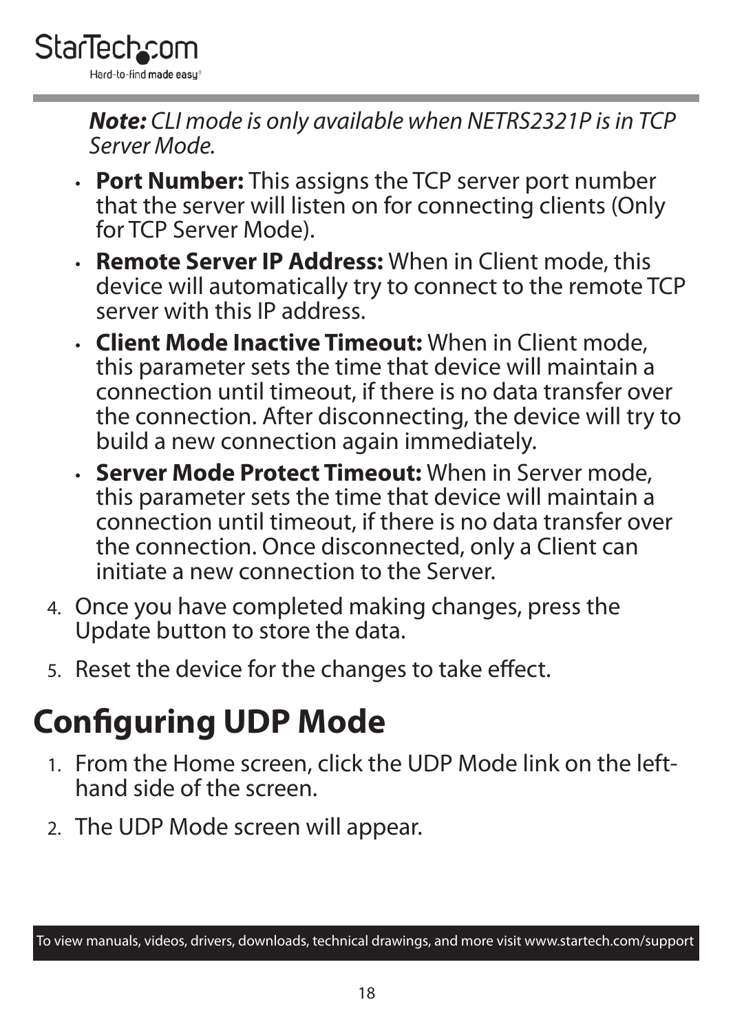***Note:*** *CLI mode is only available when NETRS2321P is in TCP Server Mode.*

- **Port Number:** This assigns the TCP server port number that the server will listen on for connecting clients (Only for TCP Server Mode).
- **Remote Server IP Address:** When in Client mode, this device will automatically try to connect to the remote TCP server with this IP address.
- **Client Mode Inactive Timeout:** When in Client mode, this parameter sets the time that device will maintain a connection until timeout, if there is no data transfer over the connection. After disconnecting, the device will try to build a new connection again immediately.
- **Server Mode Protect Timeout:** When in Server mode, this parameter sets the time that device will maintain a connection until timeout, if there is no data transfer over the connection. Once disconnected, only a Client can initiate a new connection to the Server.

4. Once you have completed making changes, press the Update button to store the data.
5. Reset the device for the changes to take effect.

# Configuring UDP Mode

1. From the Home screen, click the UDP Mode link on the left-hand side of the screen.
2. The UDP Mode screen will appear.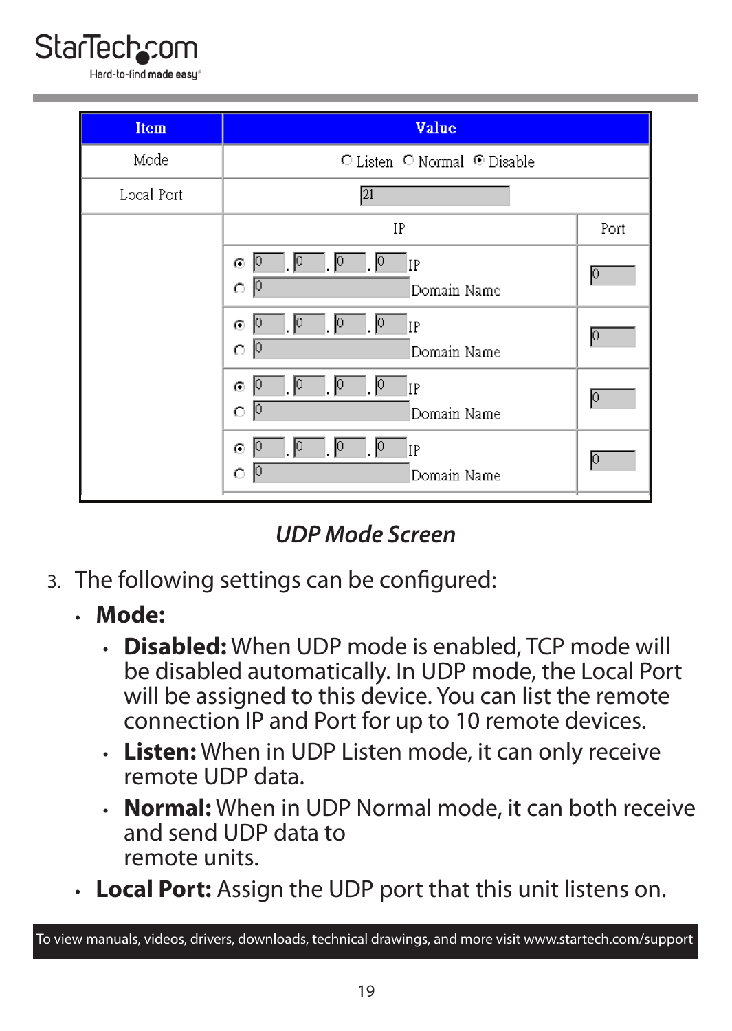| Item | Value | |
|---|---|---|
| Mode | ○ Listen ○ Normal ◉ Disable | |
| Local Port | 21 | |
| | IP | Port |
| | ◉ 0 . 0 . 0 . 0 IP<br>○ 0 Domain Name | 0 |
| | ◉ 0 . 0 . 0 . 0 IP<br>○ 0 Domain Name | 0 |
| | ◉ 0 . 0 . 0 . 0 IP<br>○ 0 Domain Name | 0 |
| | ◉ 0 . 0 . 0 . 0 IP<br>○ 0 Domain Name | 0 |

*UDP Mode Screen*

3. The following settings can be configured:
   - **Mode:**
     - **Disabled:** When UDP mode is enabled, TCP mode will be disabled automatically. In UDP mode, the Local Port will be assigned to this device. You can list the remote connection IP and Port for up to 10 remote devices.
     - **Listen:** When in UDP Listen mode, it can only receive remote UDP data.
     - **Normal:** When in UDP Normal mode, it can both receive and send UDP data to remote units.
   - **Local Port:** Assign the UDP port that this unit listens on.

To view manuals, videos, drivers, downloads, technical drawings, and more visit www.startech.com/support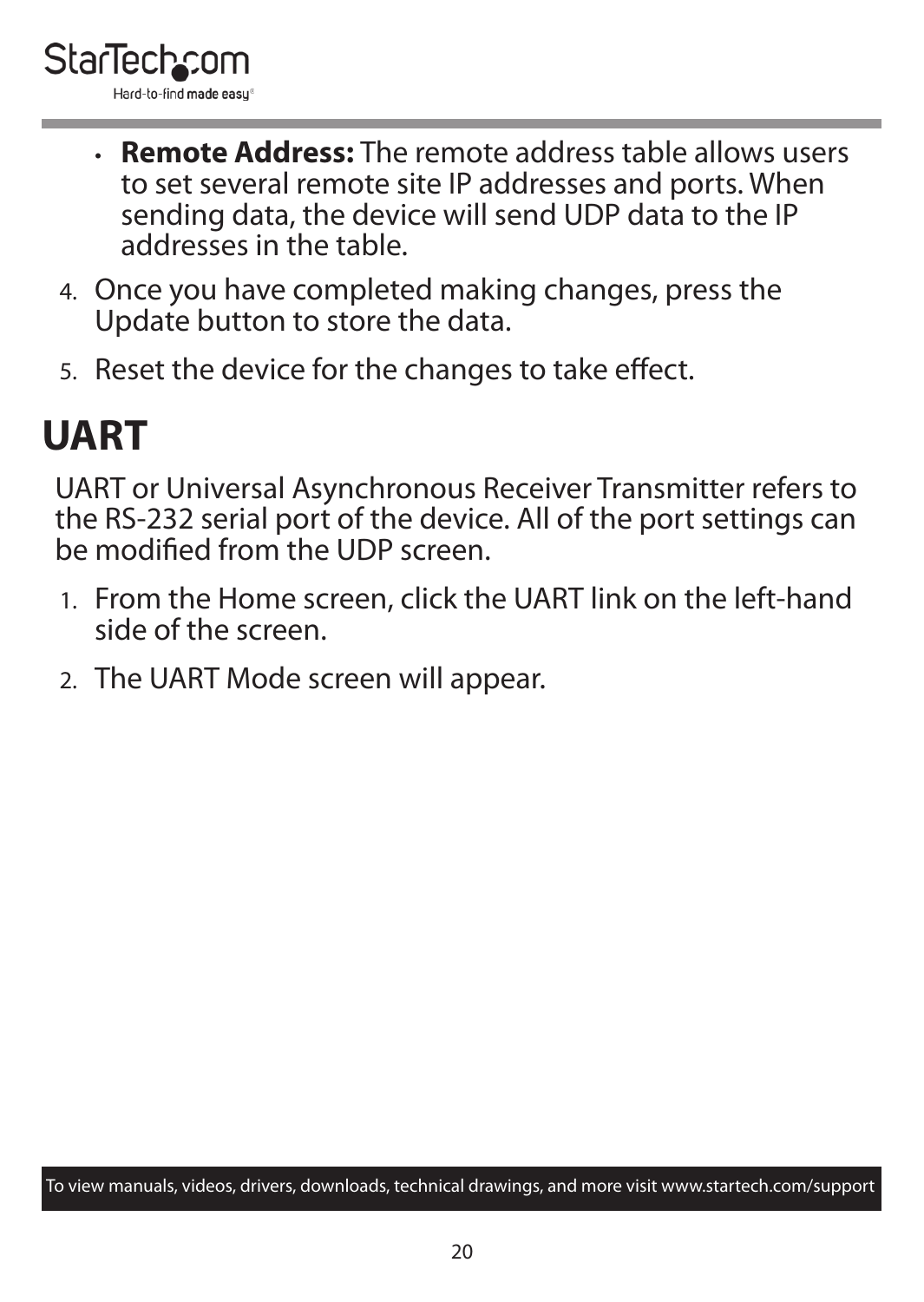- **Remote Address:** The remote address table allows users to set several remote site IP addresses and ports. When sending data, the device will send UDP data to the IP addresses in the table.

4. Once you have completed making changes, press the Update button to store the data.
5. Reset the device for the changes to take effect.

# UART

UART or Universal Asynchronous Receiver Transmitter refers to the RS-232 serial port of the device. All of the port settings can be modified from the UDP screen.

1. From the Home screen, click the UART link on the left-hand side of the screen.
2. The UART Mode screen will appear.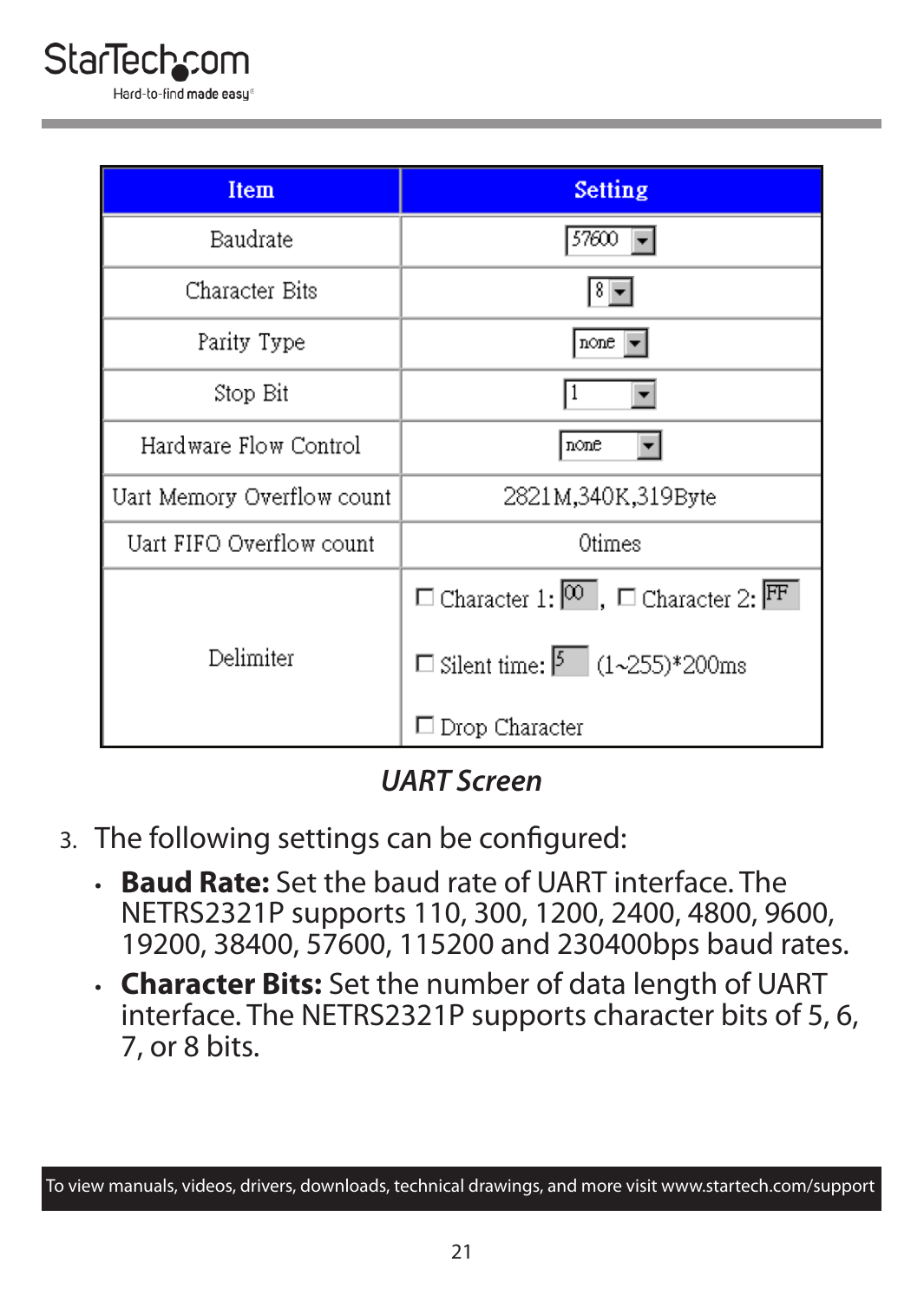| Item | Setting |
|---|---|
| Baudrate | 57600 |
| Character Bits | 8 |
| Parity Type | none |
| Stop Bit | 1 |
| Hardware Flow Control | none |
| Uart Memory Overflow count | 2821M,340K,319Byte |
| Uart FIFO Overflow count | 0times |
| Delimiter | ☐ Character 1: 00 , ☐ Character 2: FF<br>☐ Silent time: 5 (1~255)*200ms<br>☐ Drop Character |

*UART Screen*

3. The following settings can be configured:
   - **Baud Rate:** Set the baud rate of UART interface. The NETRS2321P supports 110, 300, 1200, 2400, 4800, 9600, 19200, 38400, 57600, 115200 and 230400bps baud rates.
   - **Character Bits:** Set the number of data length of UART interface. The NETRS2321P supports character bits of 5, 6, 7, or 8 bits.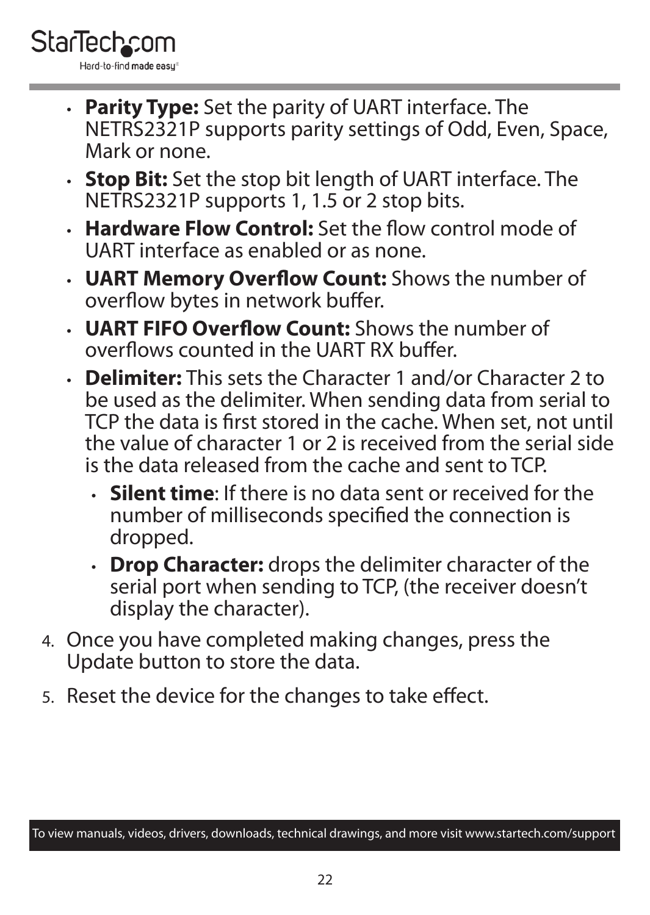- **Parity Type:** Set the parity of UART interface. The NETRS2321P supports parity settings of Odd, Even, Space, Mark or none.
- **Stop Bit:** Set the stop bit length of UART interface. The NETRS2321P supports 1, 1.5 or 2 stop bits.
- **Hardware Flow Control:** Set the flow control mode of UART interface as enabled or as none.
- **UART Memory Overflow Count:** Shows the number of overflow bytes in network buffer.
- **UART FIFO Overflow Count:** Shows the number of overflows counted in the UART RX buffer.
- **Delimiter:** This sets the Character 1 and/or Character 2 to be used as the delimiter. When sending data from serial to TCP the data is first stored in the cache. When set, not until the value of character 1 or 2 is received from the serial side is the data released from the cache and sent to TCP.
  - **Silent time**: If there is no data sent or received for the number of milliseconds specified the connection is dropped.
  - **Drop Character:** drops the delimiter character of the serial port when sending to TCP, (the receiver doesn't display the character).

4. Once you have completed making changes, press the Update button to store the data.
5. Reset the device for the changes to take effect.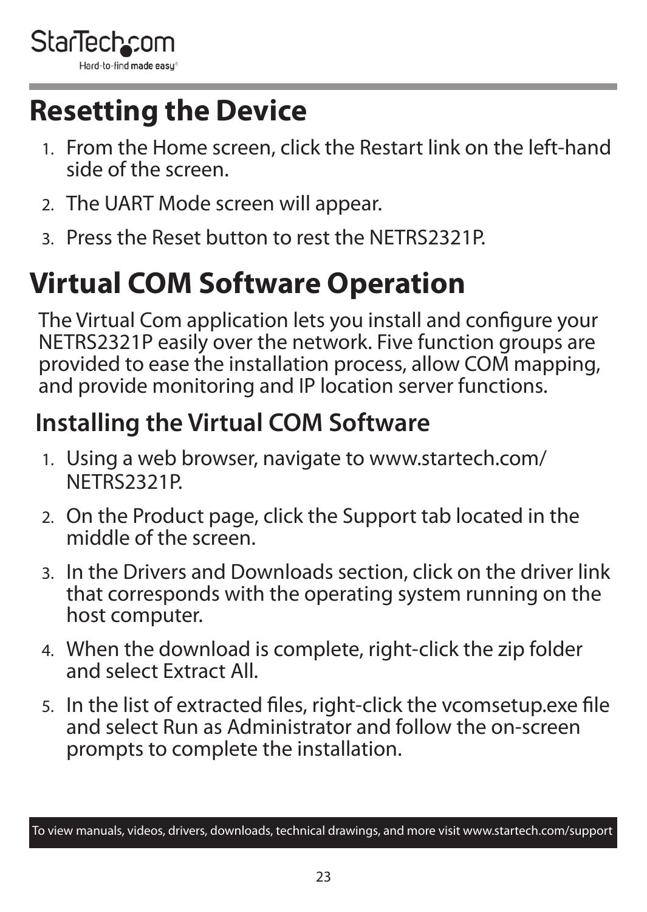# Resetting the Device

1. From the Home screen, click the Restart link on the left-hand side of the screen.
2. The UART Mode screen will appear.
3. Press the Reset button to rest the NETRS2321P.

# Virtual COM Software Operation

The Virtual Com application lets you install and configure your NETRS2321P easily over the network. Five function groups are provided to ease the installation process, allow COM mapping, and provide monitoring and IP location server functions.

## Installing the Virtual COM Software

1. Using a web browser, navigate to www.startech.com/NETRS2321P.
2. On the Product page, click the Support tab located in the middle of the screen.
3. In the Drivers and Downloads section, click on the driver link that corresponds with the operating system running on the host computer.
4. When the download is complete, right-click the zip folder and select Extract All.
5. In the list of extracted files, right-click the vcomsetup.exe file and select Run as Administrator and follow the on-screen prompts to complete the installation.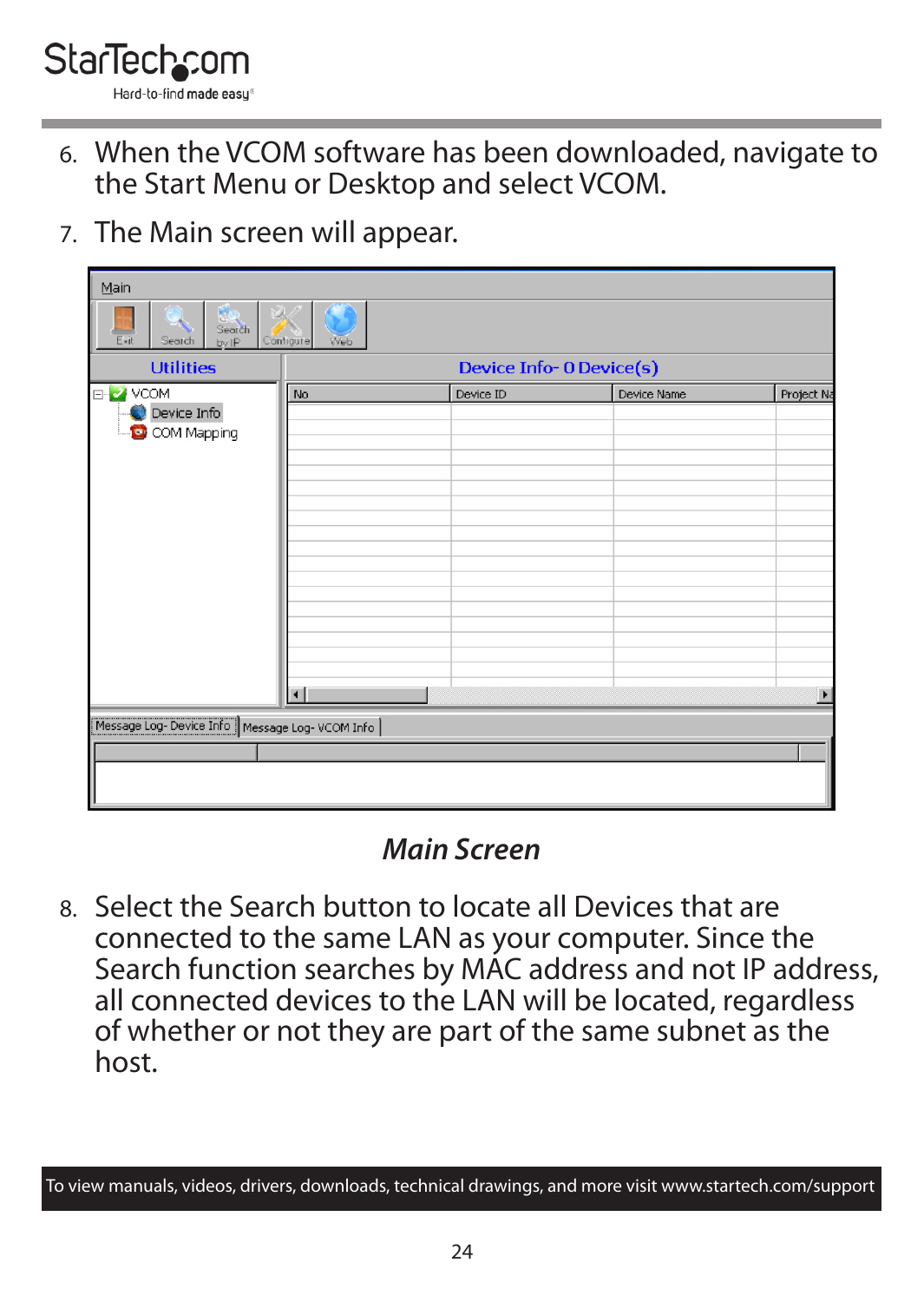6. When the VCOM software has been downloaded, navigate to the Start Menu or Desktop and select VCOM.

7. The Main screen will appear.

*Main Screen*

8. Select the Search button to locate all Devices that are connected to the same LAN as your computer. Since the Search function searches by MAC address and not IP address, all connected devices to the LAN will be located, regardless of whether or not they are part of the same subnet as the host.

To view manuals, videos, drivers, downloads, technical drawings, and more visit www.startech.com/support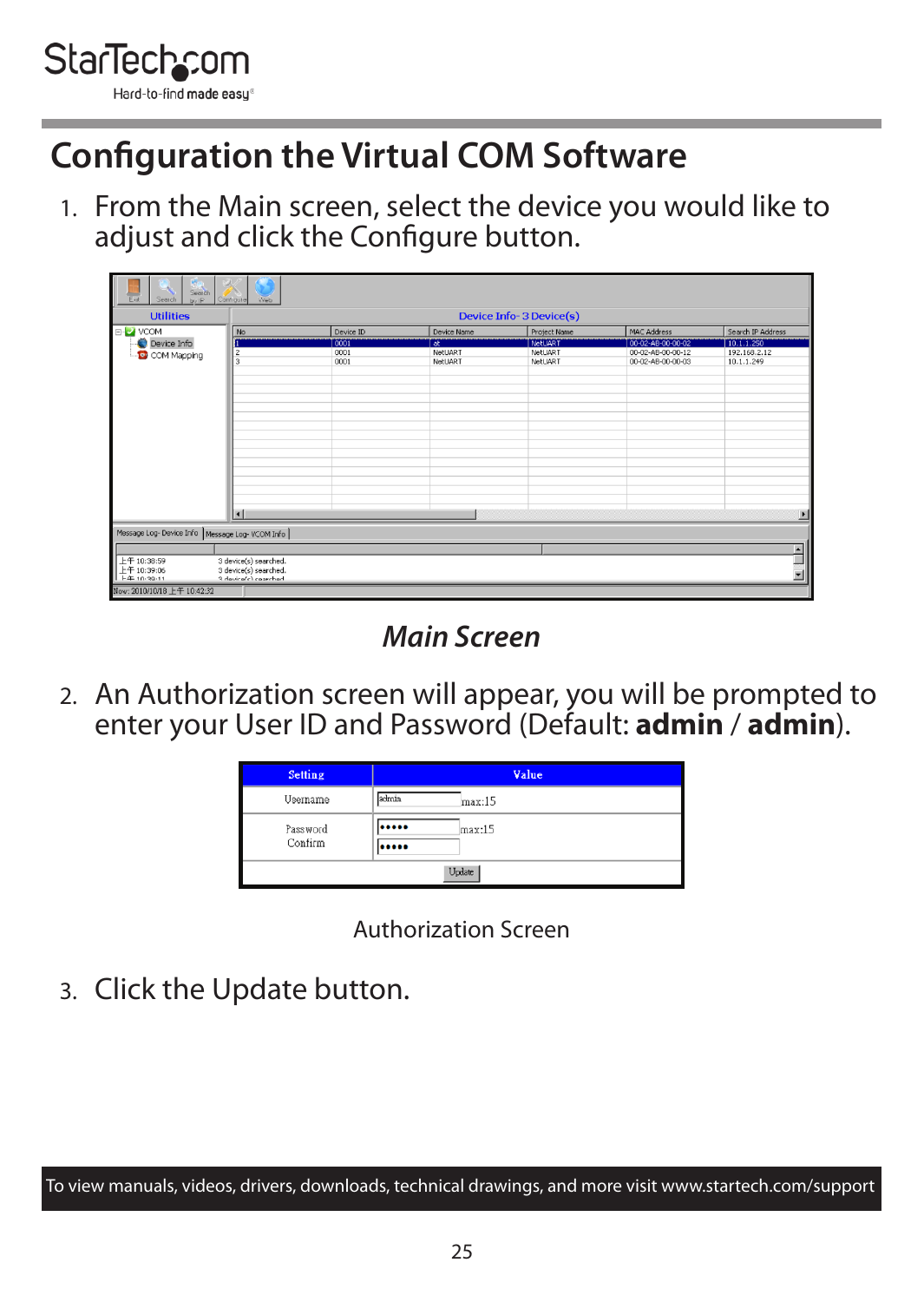# Configuration the Virtual COM Software

1. From the Main screen, select the device you would like to adjust and click the Configure button.

*Main Screen*

2. An Authorization screen will appear, you will be prompted to enter your User ID and Password (Default: **admin** / **admin**).

Authorization Screen

3. Click the Update button.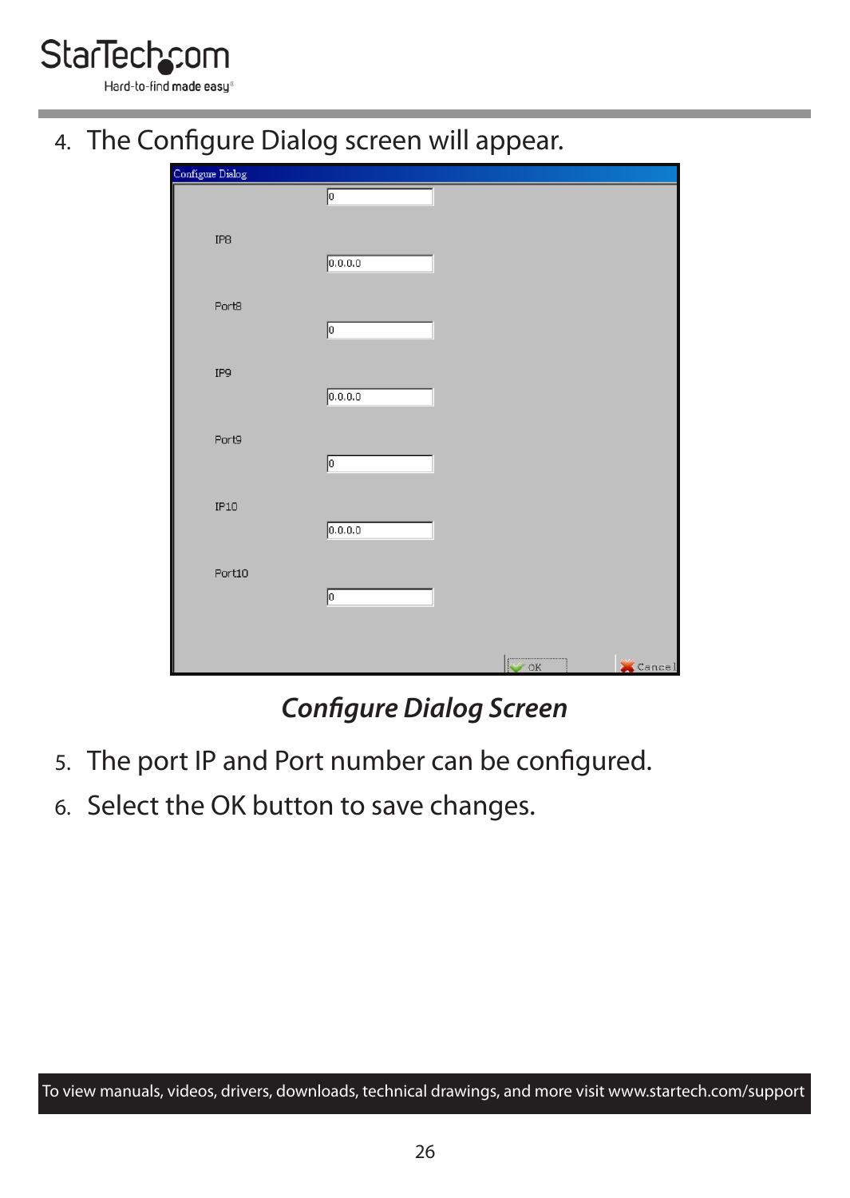4. The Configure Dialog screen will appear.

*Configure Dialog Screen*

5. The port IP and Port number can be configured.
6. Select the OK button to save changes.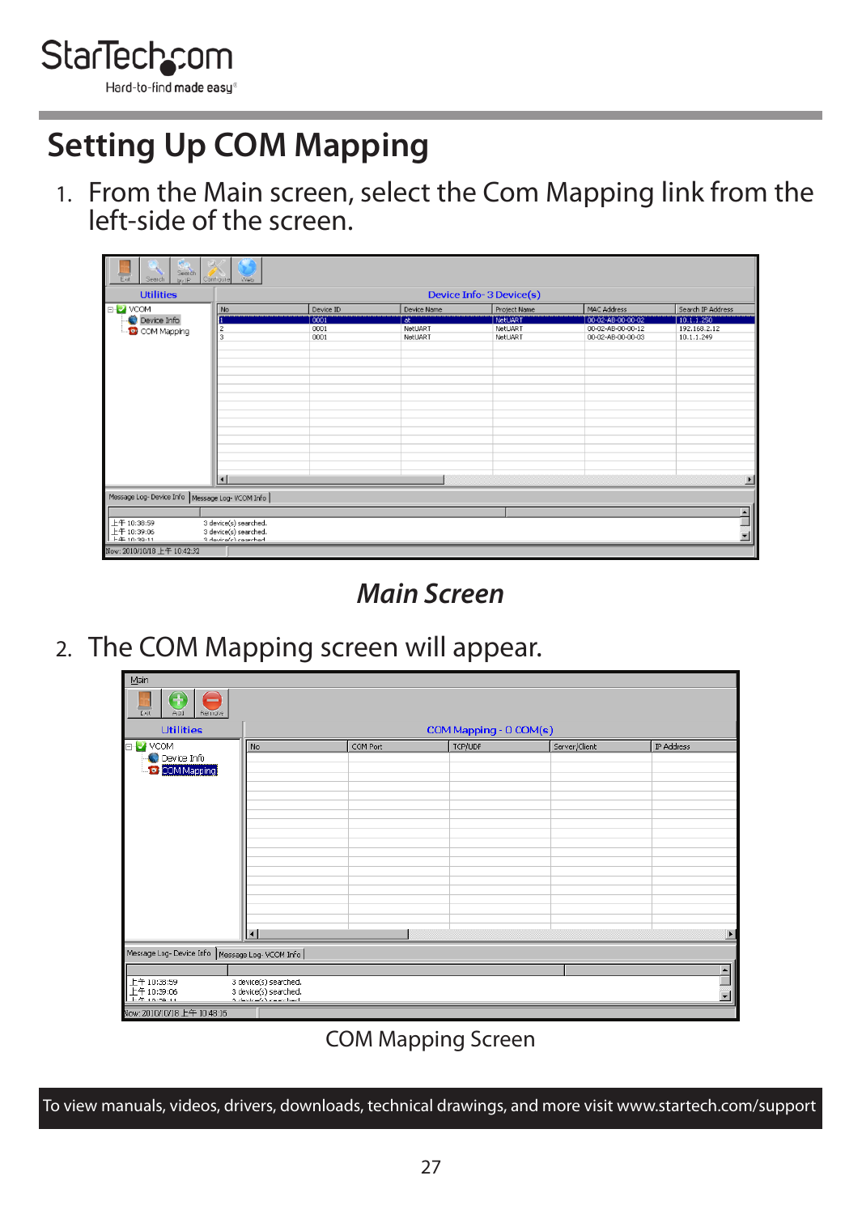# Setting Up COM Mapping

1. From the Main screen, select the Com Mapping link from the left-side of the screen.

*Main Screen*

2. The COM Mapping screen will appear.

COM Mapping Screen

To view manuals, videos, drivers, downloads, technical drawings, and more visit www.startech.com/support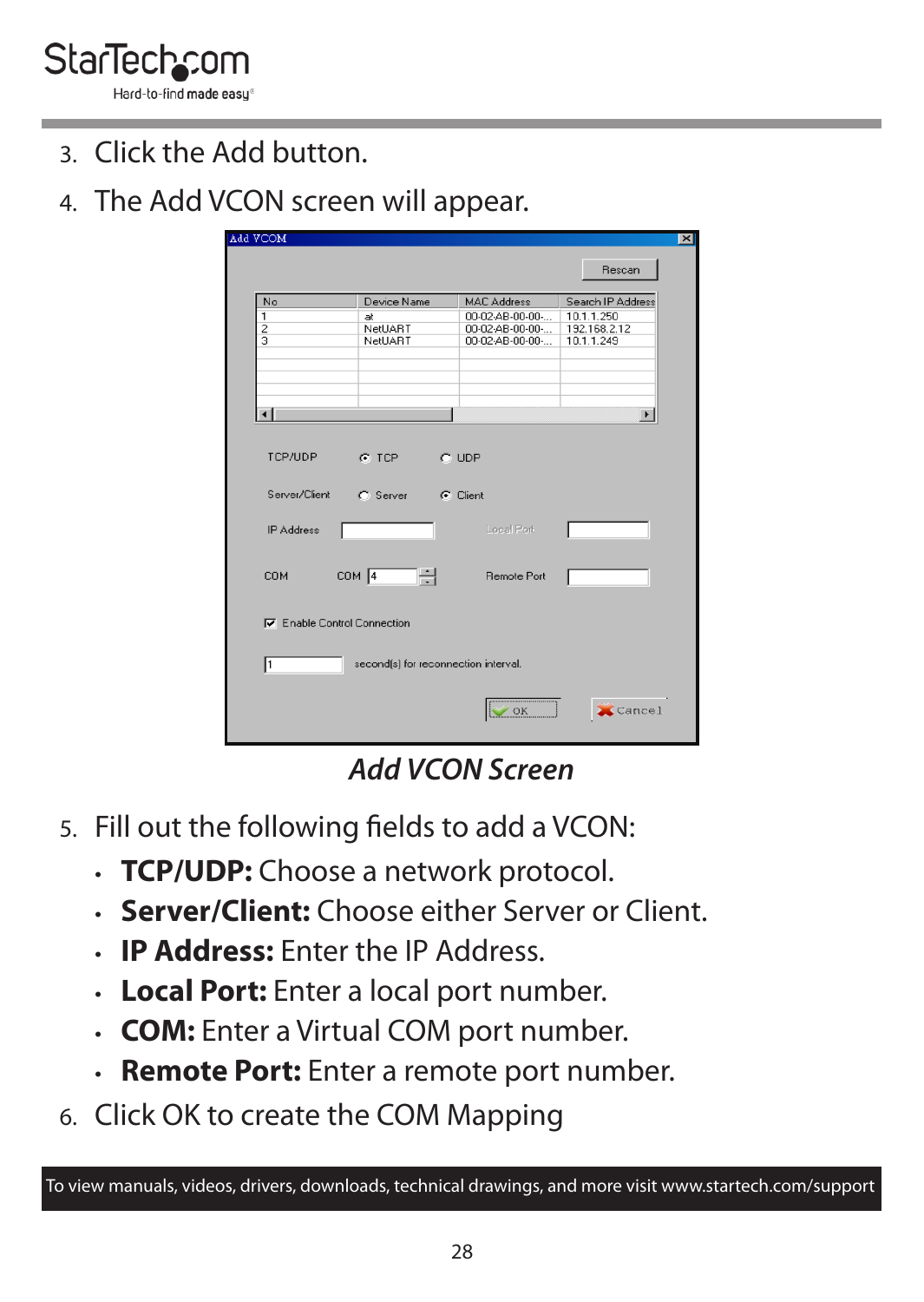3. Click the Add button.
4. The Add VCON screen will appear.

*Add VCON Screen*

5. Fill out the following fields to add a VCON:
   - **TCP/UDP:** Choose a network protocol.
   - **Server/Client:** Choose either Server or Client.
   - **IP Address:** Enter the IP Address.
   - **Local Port:** Enter a local port number.
   - **COM:** Enter a Virtual COM port number.
   - **Remote Port:** Enter a remote port number.
6. Click OK to create the COM Mapping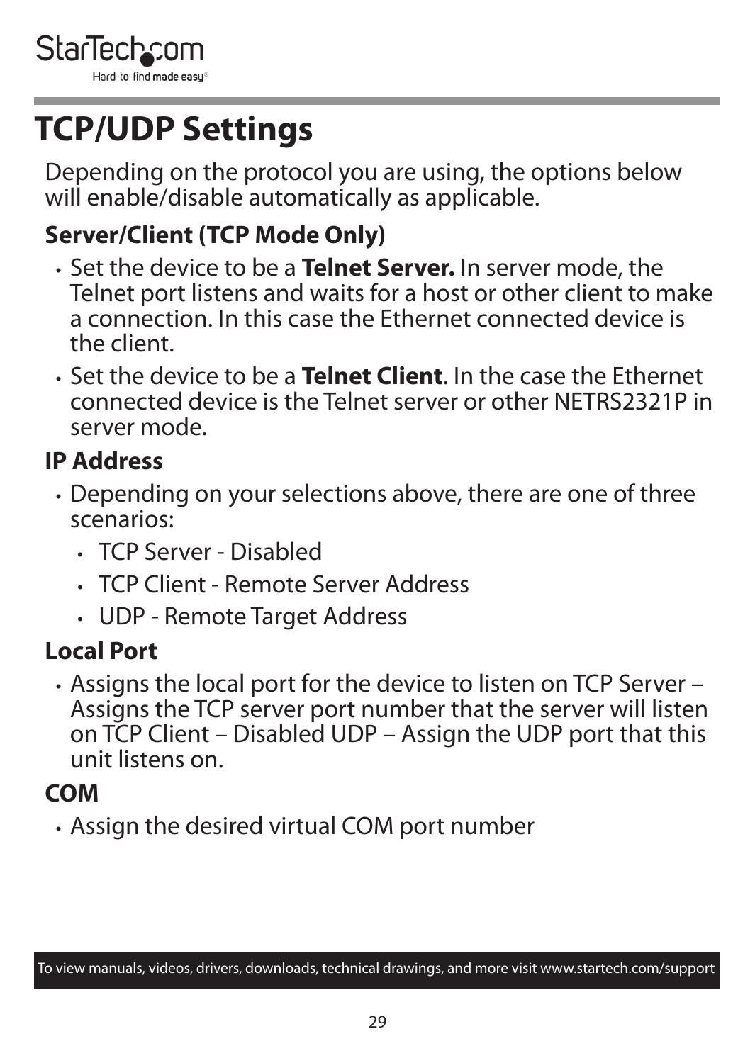# TCP/UDP Settings

Depending on the protocol you are using, the options below will enable/disable automatically as applicable.

### Server/Client (TCP Mode Only)

- Set the device to be a **Telnet Server.** In server mode, the Telnet port listens and waits for a host or other client to make a connection. In this case the Ethernet connected device is the client.
- Set the device to be a **Telnet Client**. In the case the Ethernet connected device is the Telnet server or other NETRS2321P in server mode.

### IP Address

- Depending on your selections above, there are one of three scenarios:
  - TCP Server - Disabled
  - TCP Client - Remote Server Address
  - UDP - Remote Target Address

### Local Port

- Assigns the local port for the device to listen on TCP Server – Assigns the TCP server port number that the server will listen on TCP Client – Disabled UDP – Assign the UDP port that this unit listens on.

### COM

- Assign the desired virtual COM port number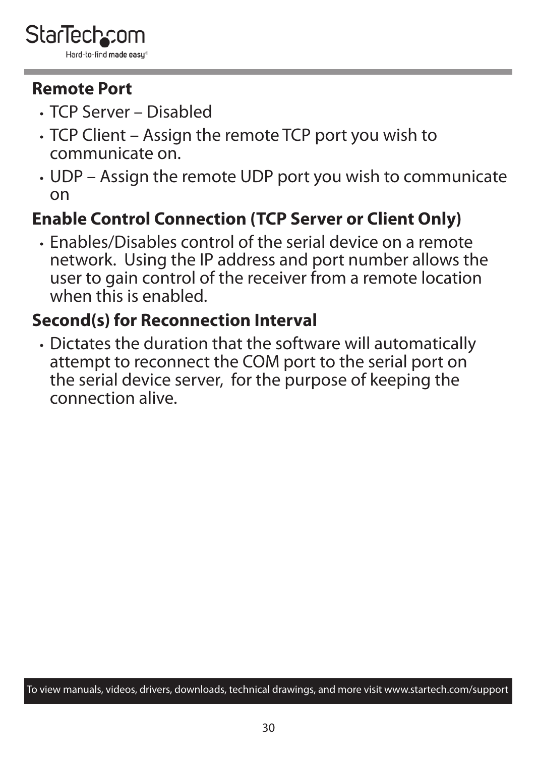### Remote Port

- TCP Server – Disabled
- TCP Client – Assign the remote TCP port you wish to communicate on.
- UDP – Assign the remote UDP port you wish to communicate on

### Enable Control Connection (TCP Server or Client Only)

- Enables/Disables control of the serial device on a remote network. Using the IP address and port number allows the user to gain control of the receiver from a remote location when this is enabled.

### Second(s) for Reconnection Interval

- Dictates the duration that the software will automatically attempt to reconnect the COM port to the serial port on the serial device server, for the purpose of keeping the connection alive.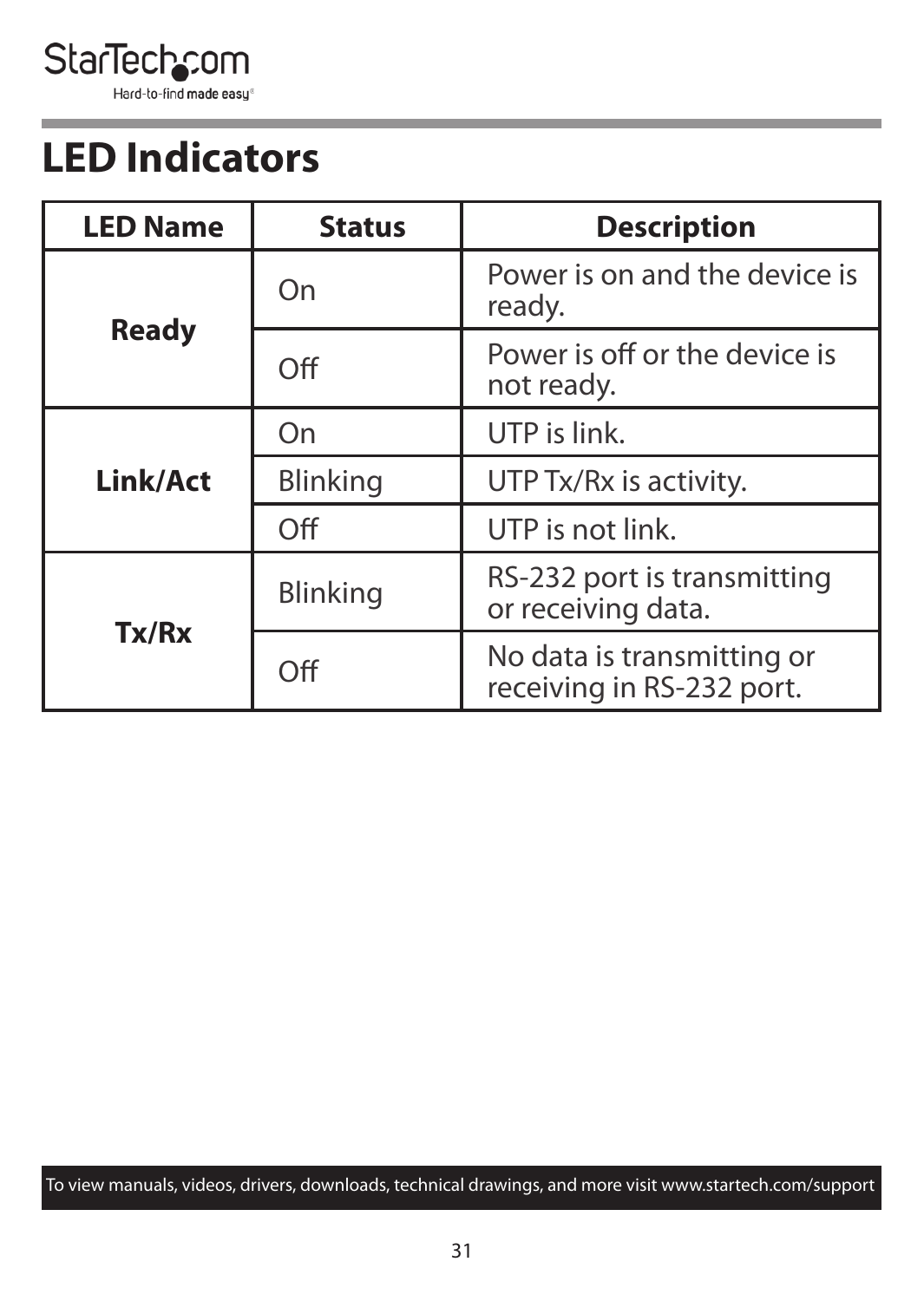# LED Indicators

| LED Name | Status | Description |
|---|---|---|
| **Ready** | On | Power is on and the device is ready. |
| | Off | Power is off or the device is not ready. |
| **Link/Act** | On | UTP is link. |
| | Blinking | UTP Tx/Rx is activity. |
| | Off | UTP is not link. |
| **Tx/Rx** | Blinking | RS-232 port is transmitting or receiving data. |
| | Off | No data is transmitting or receiving in RS-232 port. |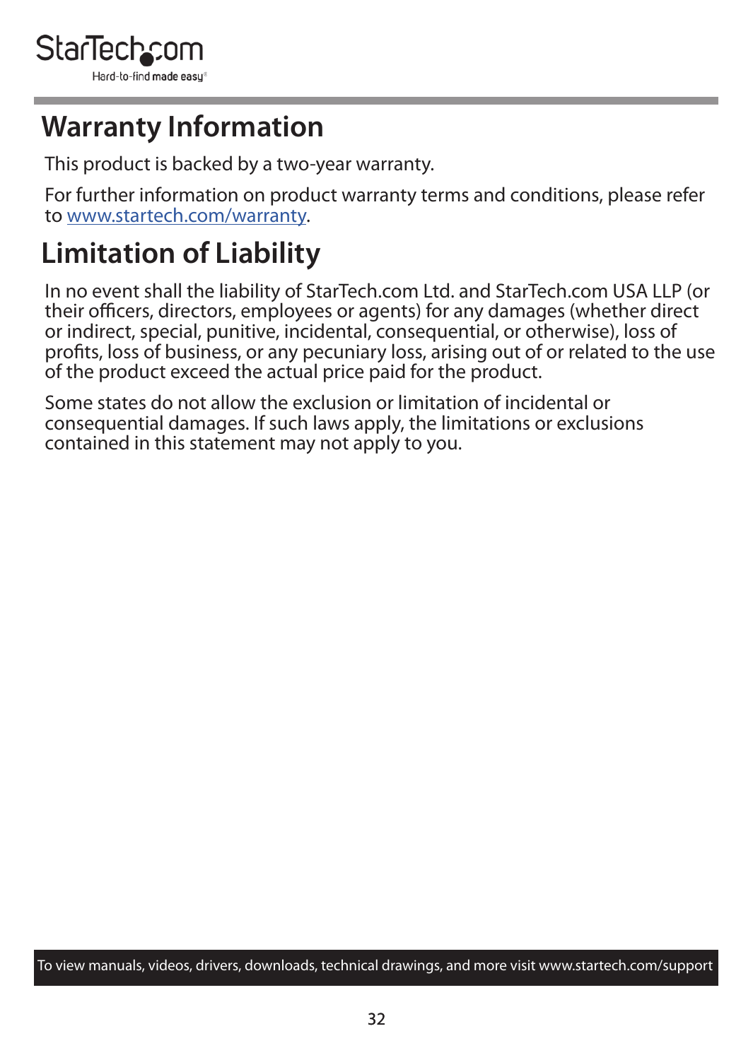# Warranty Information

This product is backed by a two-year warranty.

For further information on product warranty terms and conditions, please refer to www.startech.com/warranty.

# Limitation of Liability

In no event shall the liability of StarTech.com Ltd. and StarTech.com USA LLP (or their officers, directors, employees or agents) for any damages (whether direct or indirect, special, punitive, incidental, consequential, or otherwise), loss of profits, loss of business, or any pecuniary loss, arising out of or related to the use of the product exceed the actual price paid for the product.

Some states do not allow the exclusion or limitation of incidental or consequential damages. If such laws apply, the limitations or exclusions contained in this statement may not apply to you.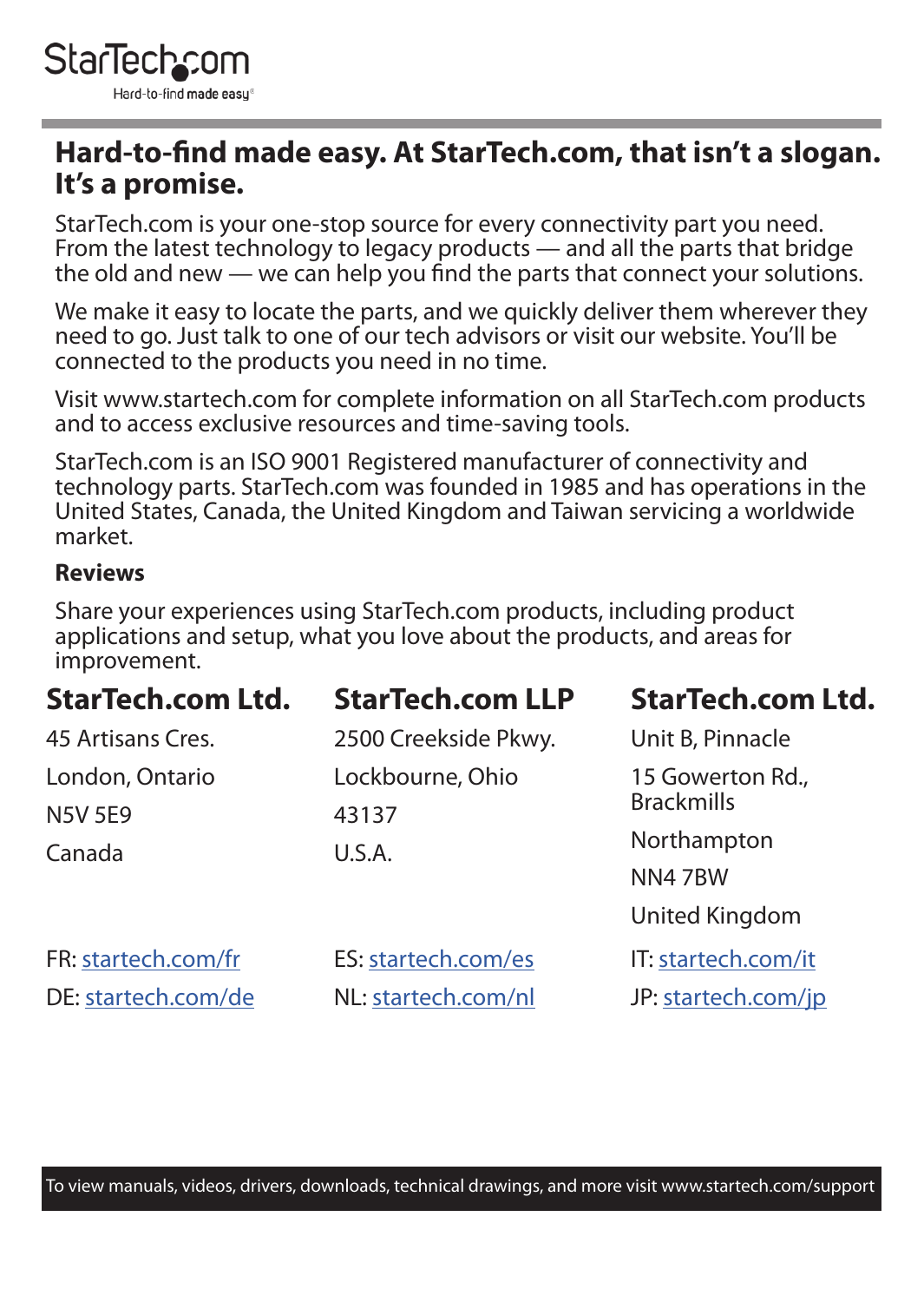StarTech.com

Hard-to-find made easy®

## Hard-to-find made easy. At StarTech.com, that isn't a slogan. It's a promise.

StarTech.com is your one-stop source for every connectivity part you need. From the latest technology to legacy products — and all the parts that bridge the old and new — we can help you find the parts that connect your solutions.

We make it easy to locate the parts, and we quickly deliver them wherever they need to go. Just talk to one of our tech advisors or visit our website. You'll be connected to the products you need in no time.

Visit www.startech.com for complete information on all StarTech.com products and to access exclusive resources and time-saving tools.

StarTech.com is an ISO 9001 Registered manufacturer of connectivity and technology parts. StarTech.com was founded in 1985 and has operations in the United States, Canada, the United Kingdom and Taiwan servicing a worldwide market.

### Reviews

Share your experiences using StarTech.com products, including product applications and setup, what you love about the products, and areas for improvement.

### StarTech.com Ltd.

45 Artisans Cres.

London, Ontario

N5V 5E9

Canada

### StarTech.com LLP

2500 Creekside Pkwy.

Lockbourne, Ohio

43137

U.S.A.

### StarTech.com Ltd.

Unit B, Pinnacle

15 Gowerton Rd., Brackmills

Northampton

NN4 7BW

United Kingdom

FR: startech.com/fr

DE: startech.com/de

ES: startech.com/es

NL: startech.com/nl

IT: startech.com/it

JP: startech.com/jp

To view manuals, videos, drivers, downloads, technical drawings, and more visit www.startech.com/support